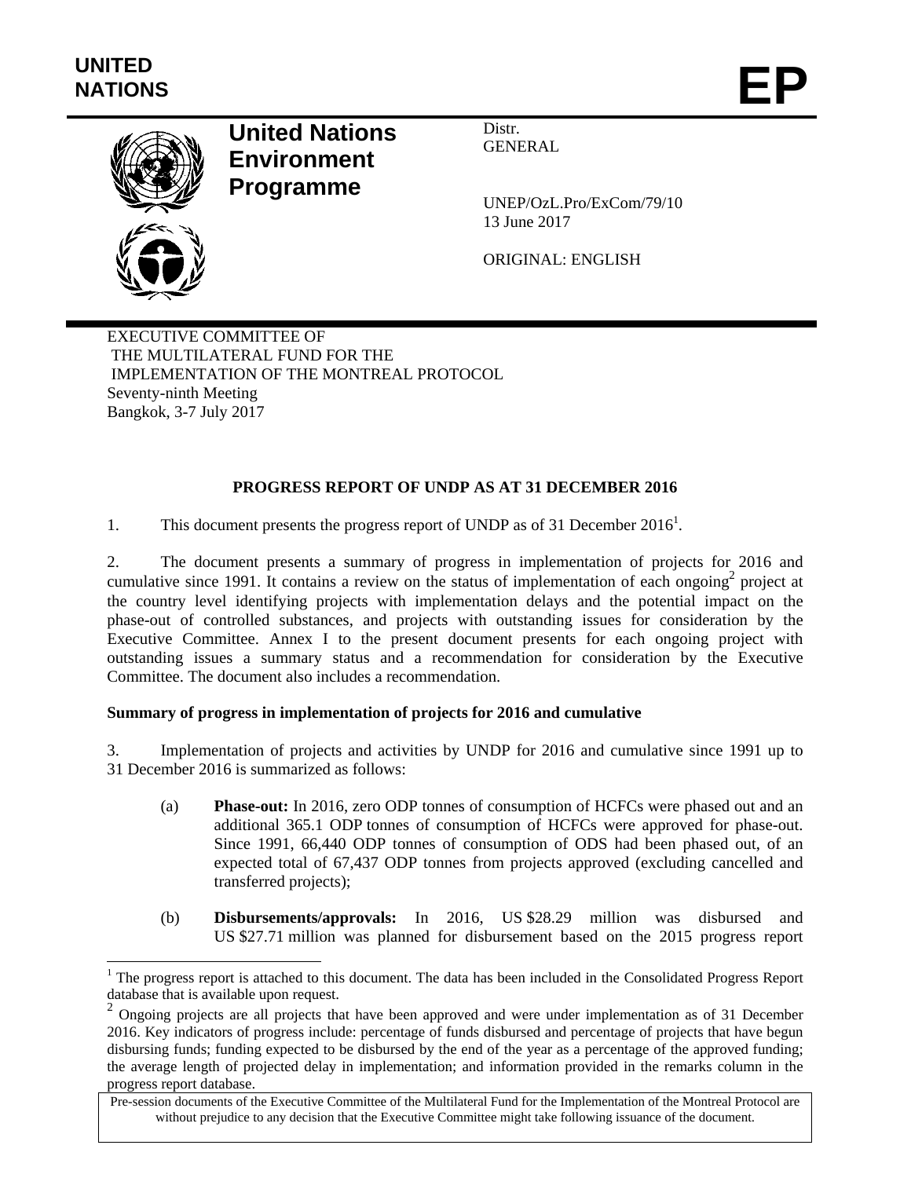UNITED NATIONS

# EP

**United Nations Environment Programme**

Distr.
GENERAL

UNEP/OzL.Pro/ExCom/79/10
13 June 2017

ORIGINAL: ENGLISH

EXECUTIVE COMMITTEE OF
THE MULTILATERAL FUND FOR THE
IMPLEMENTATION OF THE MONTREAL PROTOCOL
Seventy-ninth Meeting
Bangkok, 3-7 July 2017

## PROGRESS REPORT OF UNDP AS AT 31 DECEMBER 2016

1. This document presents the progress report of UNDP as of 31 December 2016[1].

2. The document presents a summary of progress in implementation of projects for 2016 and cumulative since 1991. It contains a review on the status of implementation of each ongoing[2] project at the country level identifying projects with implementation delays and the potential impact on the phase-out of controlled substances, and projects with outstanding issues for consideration by the Executive Committee. Annex I to the present document presents for each ongoing project with outstanding issues a summary status and a recommendation for consideration by the Executive Committee. The document also includes a recommendation.

### Summary of progress in implementation of projects for 2016 and cumulative

3. Implementation of projects and activities by UNDP for 2016 and cumulative since 1991 up to 31 December 2016 is summarized as follows:

(a) **Phase-out:** In 2016, zero ODP tonnes of consumption of HCFCs were phased out and an additional 365.1 ODP tonnes of consumption of HCFCs were approved for phase-out. Since 1991, 66,440 ODP tonnes of consumption of ODS had been phased out, of an expected total of 67,437 ODP tonnes from projects approved (excluding cancelled and transferred projects);

(b) **Disbursements/approvals:** In 2016, US $28.29 million was disbursed and US $27.71 million was planned for disbursement based on the 2015 progress report

---

[1] The progress report is attached to this document. The data has been included in the Consolidated Progress Report database that is available upon request.

[2] Ongoing projects are all projects that have been approved and were under implementation as of 31 December 2016. Key indicators of progress include: percentage of funds disbursed and percentage of projects that have begun disbursing funds; funding expected to be disbursed by the end of the year as a percentage of the approved funding; the average length of projected delay in implementation; and information provided in the remarks column in the progress report database.

Pre-session documents of the Executive Committee of the Multilateral Fund for the Implementation of the Montreal Protocol are without prejudice to any decision that the Executive Committee might take following issuance of the document.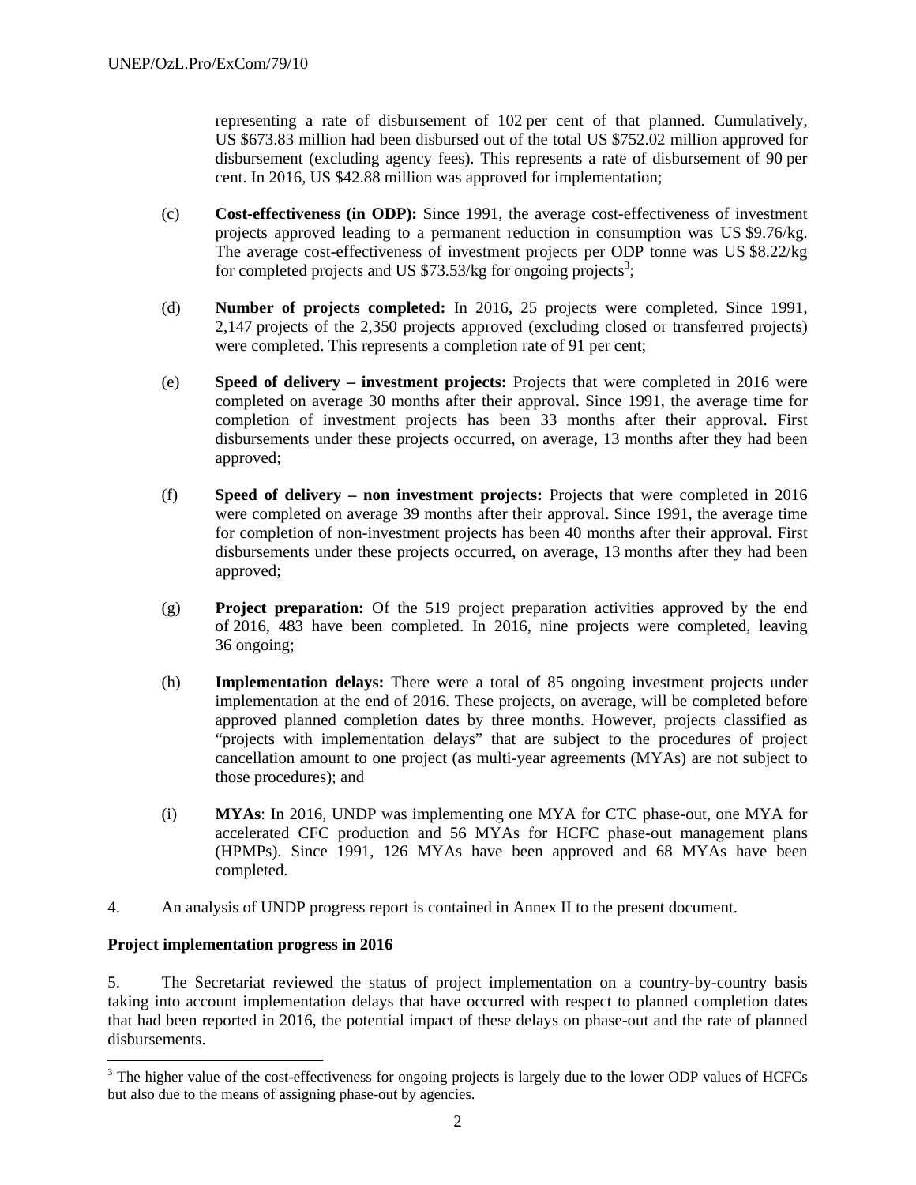representing a rate of disbursement of 102 per cent of that planned. Cumulatively, US $673.83 million had been disbursed out of the total US $752.02 million approved for disbursement (excluding agency fees). This represents a rate of disbursement of 90 per cent. In 2016, US $42.88 million was approved for implementation;

(c) **Cost-effectiveness (in ODP):** Since 1991, the average cost-effectiveness of investment projects approved leading to a permanent reduction in consumption was US $9.76/kg. The average cost-effectiveness of investment projects per ODP tonne was US $8.22/kg for completed projects and US $73.53/kg for ongoing projects[3];

(d) **Number of projects completed:** In 2016, 25 projects were completed. Since 1991, 2,147 projects of the 2,350 projects approved (excluding closed or transferred projects) were completed. This represents a completion rate of 91 per cent;

(e) **Speed of delivery – investment projects:** Projects that were completed in 2016 were completed on average 30 months after their approval. Since 1991, the average time for completion of investment projects has been 33 months after their approval. First disbursements under these projects occurred, on average, 13 months after they had been approved;

(f) **Speed of delivery – non investment projects:** Projects that were completed in 2016 were completed on average 39 months after their approval. Since 1991, the average time for completion of non-investment projects has been 40 months after their approval. First disbursements under these projects occurred, on average, 13 months after they had been approved;

(g) **Project preparation:** Of the 519 project preparation activities approved by the end of 2016, 483 have been completed. In 2016, nine projects were completed, leaving 36 ongoing;

(h) **Implementation delays:** There were a total of 85 ongoing investment projects under implementation at the end of 2016. These projects, on average, will be completed before approved planned completion dates by three months. However, projects classified as "projects with implementation delays" that are subject to the procedures of project cancellation amount to one project (as multi-year agreements (MYAs) are not subject to those procedures); and

(i) **MYAs**: In 2016, UNDP was implementing one MYA for CTC phase-out, one MYA for accelerated CFC production and 56 MYAs for HCFC phase-out management plans (HPMPs). Since 1991, 126 MYAs have been approved and 68 MYAs have been completed.

4. An analysis of UNDP progress report is contained in Annex II to the present document.

**Project implementation progress in 2016**

5. The Secretariat reviewed the status of project implementation on a country-by-country basis taking into account implementation delays that have occurred with respect to planned completion dates that had been reported in 2016, the potential impact of these delays on phase-out and the rate of planned disbursements.

[3] The higher value of the cost-effectiveness for ongoing projects is largely due to the lower ODP values of HCFCs but also due to the means of assigning phase-out by agencies.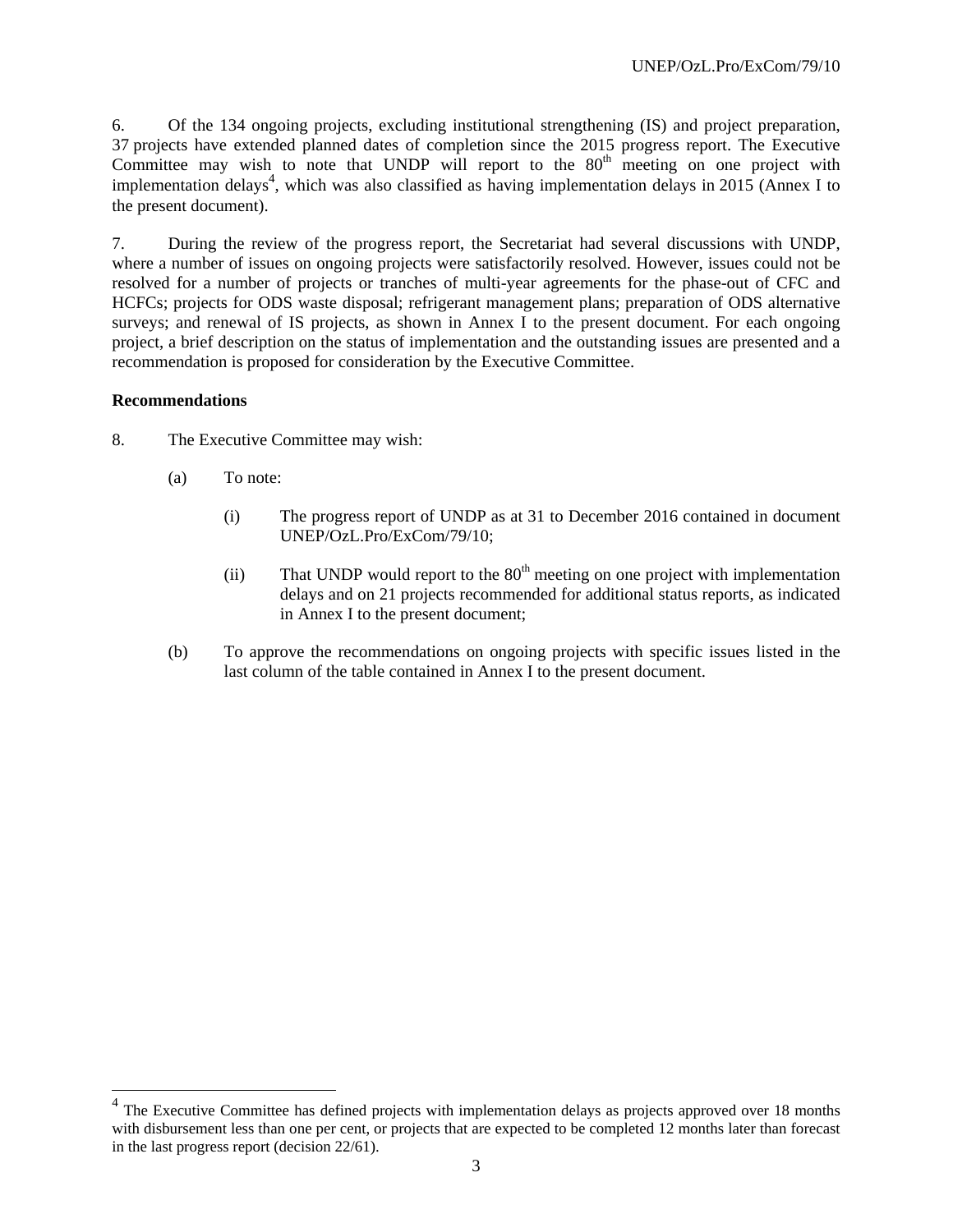6. Of the 134 ongoing projects, excluding institutional strengthening (IS) and project preparation, 37 projects have extended planned dates of completion since the 2015 progress report. The Executive Committee may wish to note that UNDP will report to the 80th meeting on one project with implementation delays[4], which was also classified as having implementation delays in 2015 (Annex I to the present document).

7. During the review of the progress report, the Secretariat had several discussions with UNDP, where a number of issues on ongoing projects were satisfactorily resolved. However, issues could not be resolved for a number of projects or tranches of multi-year agreements for the phase-out of CFC and HCFCs; projects for ODS waste disposal; refrigerant management plans; preparation of ODS alternative surveys; and renewal of IS projects, as shown in Annex I to the present document. For each ongoing project, a brief description on the status of implementation and the outstanding issues are presented and a recommendation is proposed for consideration by the Executive Committee.

**Recommendations**

8. The Executive Committee may wish:

(a) To note:

(i) The progress report of UNDP as at 31 to December 2016 contained in document UNEP/OzL.Pro/ExCom/79/10;

(ii) That UNDP would report to the 80th meeting on one project with implementation delays and on 21 projects recommended for additional status reports, as indicated in Annex I to the present document;

(b) To approve the recommendations on ongoing projects with specific issues listed in the last column of the table contained in Annex I to the present document.

---

[4] The Executive Committee has defined projects with implementation delays as projects approved over 18 months with disbursement less than one per cent, or projects that are expected to be completed 12 months later than forecast in the last progress report (decision 22/61).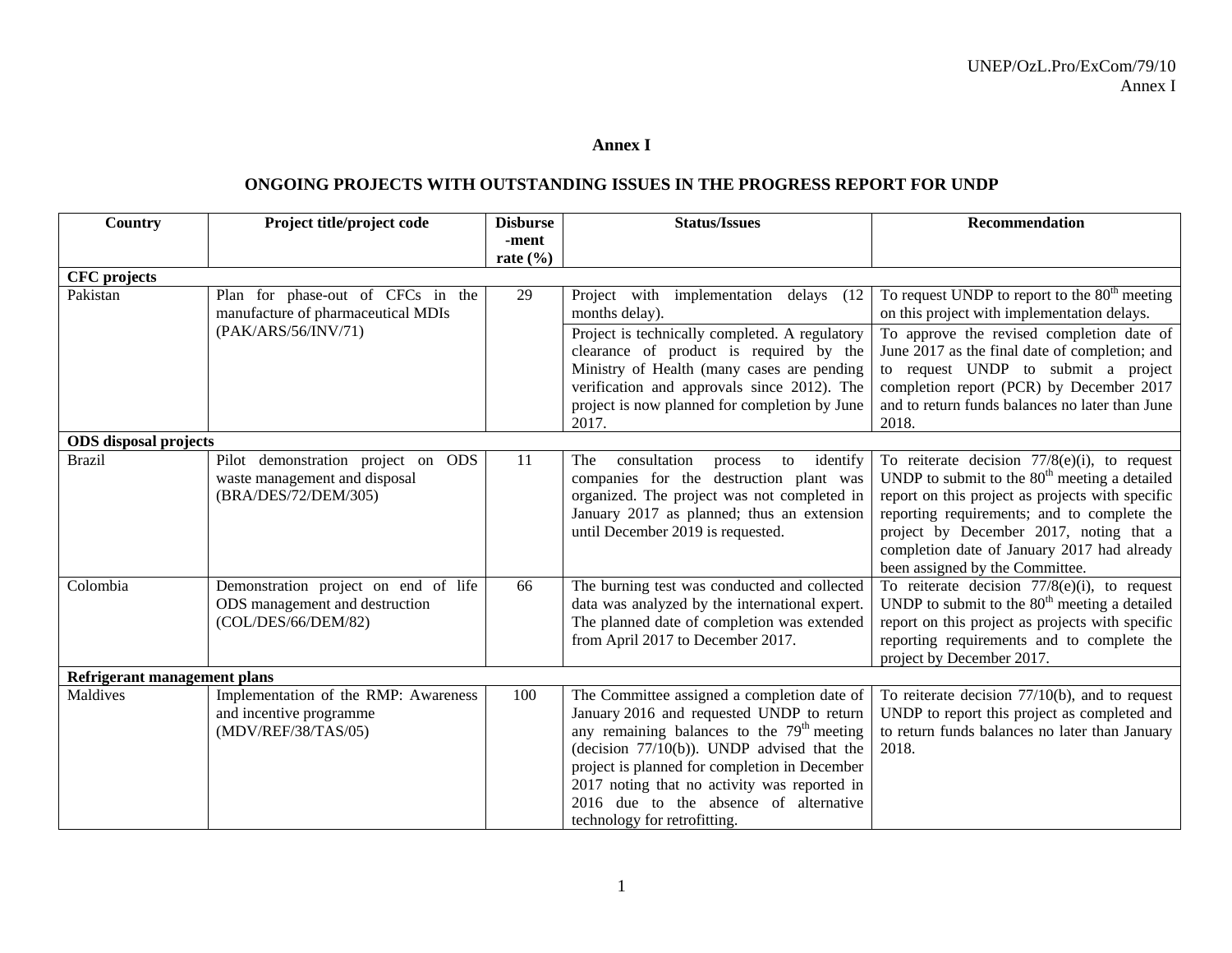# Annex I

## ONGOING PROJECTS WITH OUTSTANDING ISSUES IN THE PROGRESS REPORT FOR UNDP

| Country | Project title/project code | Disburse-ment rate (%) | Status/Issues | Recommendation |
|---|---|---|---|---|
| **CFC projects** | | | | |
| Pakistan | Plan for phase-out of CFCs in the manufacture of pharmaceutical MDIs (PAK/ARS/56/INV/71) | 29 | Project with implementation delays (12 months delay). | To request UNDP to report to the 80th meeting on this project with implementation delays. |
| | | | Project is technically completed. A regulatory clearance of product is required by the Ministry of Health (many cases are pending verification and approvals since 2012). The project is now planned for completion by June 2017. | To approve the revised completion date of June 2017 as the final date of completion; and to request UNDP to submit a project completion report (PCR) by December 2017 and to return funds balances no later than June 2018. |
| **ODS disposal projects** | | | | |
| Brazil | Pilot demonstration project on ODS waste management and disposal (BRA/DES/72/DEM/305) | 11 | The consultation process to identify companies for the destruction plant was organized. The project was not completed in January 2017 as planned; thus an extension until December 2019 is requested. | To reiterate decision 77/8(e)(i), to request UNDP to submit to the 80th meeting a detailed report on this project as projects with specific reporting requirements; and to complete the project by December 2017, noting that a completion date of January 2017 had already been assigned by the Committee. |
| Colombia | Demonstration project on end of life ODS management and destruction (COL/DES/66/DEM/82) | 66 | The burning test was conducted and collected data was analyzed by the international expert. The planned date of completion was extended from April 2017 to December 2017. | To reiterate decision 77/8(e)(i), to request UNDP to submit to the 80th meeting a detailed report on this project as projects with specific reporting requirements and to complete the project by December 2017. |
| **Refrigerant management plans** | | | | |
| Maldives | Implementation of the RMP: Awareness and incentive programme (MDV/REF/38/TAS/05) | 100 | The Committee assigned a completion date of January 2016 and requested UNDP to return any remaining balances to the 79th meeting (decision 77/10(b)). UNDP advised that the project is planned for completion in December 2017 noting that no activity was reported in 2016 due to the absence of alternative technology for retrofitting. | To reiterate decision 77/10(b), and to request UNDP to report this project as completed and to return funds balances no later than January 2018. |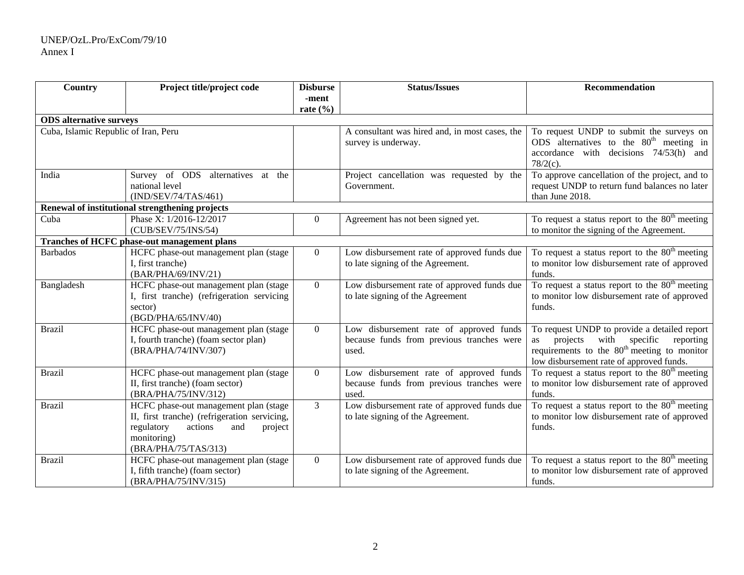| Country | Project title/project code | Disburse-ment rate (%) | Status/Issues | Recommendation |
|---|---|---|---|---|
| **ODS alternative surveys** | | | | |
| Cuba, Islamic Republic of Iran, Peru | | | A consultant was hired and, in most cases, the survey is underway. | To request UNDP to submit the surveys on ODS alternatives to the 80th meeting in accordance with decisions 74/53(h) and 78/2(c). |
| India | Survey of ODS alternatives at the national level (IND/SEV/74/TAS/461) | | Project cancellation was requested by the Government. | To approve cancellation of the project, and to request UNDP to return fund balances no later than June 2018. |
| **Renewal of institutional strengthening projects** | | | | |
| Cuba | Phase X: 1/2016-12/2017 (CUB/SEV/75/INS/54) | 0 | Agreement has not been signed yet. | To request a status report to the 80th meeting to monitor the signing of the Agreement. |
| **Tranches of HCFC phase-out management plans** | | | | |
| Barbados | HCFC phase-out management plan (stage I, first tranche) (BAR/PHA/69/INV/21) | 0 | Low disbursement rate of approved funds due to late signing of the Agreement. | To request a status report to the 80th meeting to monitor low disbursement rate of approved funds. |
| Bangladesh | HCFC phase-out management plan (stage I, first tranche) (refrigeration servicing sector) (BGD/PHA/65/INV/40) | 0 | Low disbursement rate of approved funds due to late signing of the Agreement | To request a status report to the 80th meeting to monitor low disbursement rate of approved funds. |
| Brazil | HCFC phase-out management plan (stage I, fourth tranche) (foam sector plan) (BRA/PHA/74/INV/307) | 0 | Low disbursement rate of approved funds because funds from previous tranches were used. | To request UNDP to provide a detailed report as projects with specific reporting requirements to the 80th meeting to monitor low disbursement rate of approved funds. |
| Brazil | HCFC phase-out management plan (stage II, first tranche) (foam sector) (BRA/PHA/75/INV/312) | 0 | Low disbursement rate of approved funds because funds from previous tranches were used. | To request a status report to the 80th meeting to monitor low disbursement rate of approved funds. |
| Brazil | HCFC phase-out management plan (stage II, first tranche) (refrigeration servicing, regulatory actions and project monitoring) (BRA/PHA/75/TAS/313) | 3 | Low disbursement rate of approved funds due to late signing of the Agreement. | To request a status report to the 80th meeting to monitor low disbursement rate of approved funds. |
| Brazil | HCFC phase-out management plan (stage I, fifth tranche) (foam sector) (BRA/PHA/75/INV/315) | 0 | Low disbursement rate of approved funds due to late signing of the Agreement. | To request a status report to the 80th meeting to monitor low disbursement rate of approved funds. |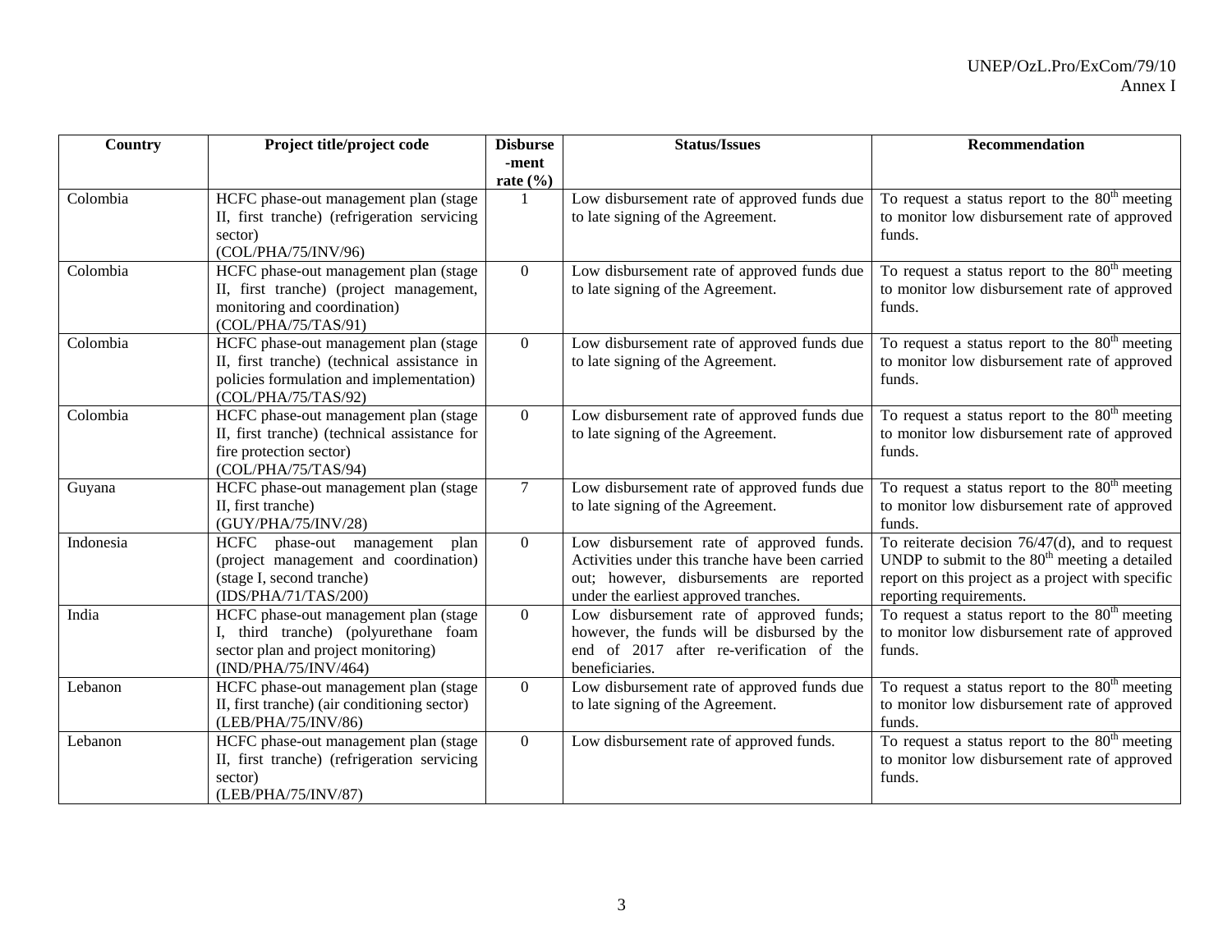| Country | Project title/project code | Disburse-ment rate (%) | Status/Issues | Recommendation |
| --- | --- | --- | --- | --- |
| Colombia | HCFC phase-out management plan (stage II, first tranche) (refrigeration servicing sector) (COL/PHA/75/INV/96) | 1 | Low disbursement rate of approved funds due to late signing of the Agreement. | To request a status report to the 80th meeting to monitor low disbursement rate of approved funds. |
| Colombia | HCFC phase-out management plan (stage II, first tranche) (project management, monitoring and coordination) (COL/PHA/75/TAS/91) | 0 | Low disbursement rate of approved funds due to late signing of the Agreement. | To request a status report to the 80th meeting to monitor low disbursement rate of approved funds. |
| Colombia | HCFC phase-out management plan (stage II, first tranche) (technical assistance in policies formulation and implementation) (COL/PHA/75/TAS/92) | 0 | Low disbursement rate of approved funds due to late signing of the Agreement. | To request a status report to the 80th meeting to monitor low disbursement rate of approved funds. |
| Colombia | HCFC phase-out management plan (stage II, first tranche) (technical assistance for fire protection sector) (COL/PHA/75/TAS/94) | 0 | Low disbursement rate of approved funds due to late signing of the Agreement. | To request a status report to the 80th meeting to monitor low disbursement rate of approved funds. |
| Guyana | HCFC phase-out management plan (stage II, first tranche) (GUY/PHA/75/INV/28) | 7 | Low disbursement rate of approved funds due to late signing of the Agreement. | To request a status report to the 80th meeting to monitor low disbursement rate of approved funds. |
| Indonesia | HCFC phase-out management plan (project management and coordination) (stage I, second tranche) (IDS/PHA/71/TAS/200) | 0 | Low disbursement rate of approved funds. Activities under this tranche have been carried out; however, disbursements are reported under the earliest approved tranches. | To reiterate decision 76/47(d), and to request UNDP to submit to the 80th meeting a detailed report on this project as a project with specific reporting requirements. |
| India | HCFC phase-out management plan (stage I, third tranche) (polyurethane foam sector plan and project monitoring) (IND/PHA/75/INV/464) | 0 | Low disbursement rate of approved funds; however, the funds will be disbursed by the end of 2017 after re-verification of the beneficiaries. | To request a status report to the 80th meeting to monitor low disbursement rate of approved funds. |
| Lebanon | HCFC phase-out management plan (stage II, first tranche) (air conditioning sector) (LEB/PHA/75/INV/86) | 0 | Low disbursement rate of approved funds due to late signing of the Agreement. | To request a status report to the 80th meeting to monitor low disbursement rate of approved funds. |
| Lebanon | HCFC phase-out management plan (stage II, first tranche) (refrigeration servicing sector) (LEB/PHA/75/INV/87) | 0 | Low disbursement rate of approved funds. | To request a status report to the 80th meeting to monitor low disbursement rate of approved funds. |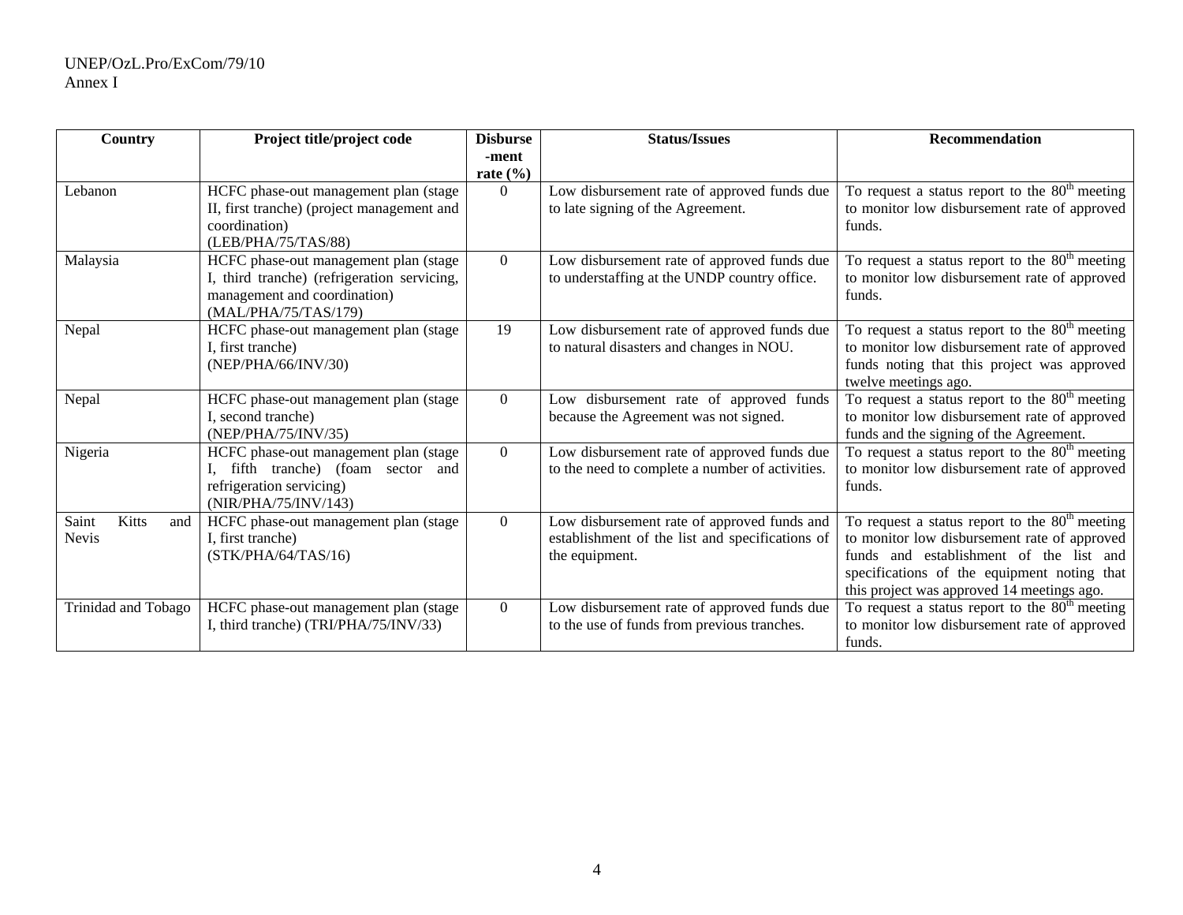| Country | Project title/project code | Disburse-ment rate (%) | Status/Issues | Recommendation |
|---|---|---|---|---|
| Lebanon | HCFC phase-out management plan (stage II, first tranche) (project management and coordination) (LEB/PHA/75/TAS/88) | 0 | Low disbursement rate of approved funds due to late signing of the Agreement. | To request a status report to the 80th meeting to monitor low disbursement rate of approved funds. |
| Malaysia | HCFC phase-out management plan (stage I, third tranche) (refrigeration servicing, management and coordination) (MAL/PHA/75/TAS/179) | 0 | Low disbursement rate of approved funds due to understaffing at the UNDP country office. | To request a status report to the 80th meeting to monitor low disbursement rate of approved funds. |
| Nepal | HCFC phase-out management plan (stage I, first tranche) (NEP/PHA/66/INV/30) | 19 | Low disbursement rate of approved funds due to natural disasters and changes in NOU. | To request a status report to the 80th meeting to monitor low disbursement rate of approved funds noting that this project was approved twelve meetings ago. |
| Nepal | HCFC phase-out management plan (stage I, second tranche) (NEP/PHA/75/INV/35) | 0 | Low disbursement rate of approved funds because the Agreement was not signed. | To request a status report to the 80th meeting to monitor low disbursement rate of approved funds and the signing of the Agreement. |
| Nigeria | HCFC phase-out management plan (stage I, fifth tranche) (foam sector and refrigeration servicing) (NIR/PHA/75/INV/143) | 0 | Low disbursement rate of approved funds due to the need to complete a number of activities. | To request a status report to the 80th meeting to monitor low disbursement rate of approved funds. |
| Saint Kitts and Nevis | HCFC phase-out management plan (stage I, first tranche) (STK/PHA/64/TAS/16) | 0 | Low disbursement rate of approved funds and establishment of the list and specifications of the equipment. | To request a status report to the 80th meeting to monitor low disbursement rate of approved funds and establishment of the list and specifications of the equipment noting that this project was approved 14 meetings ago. |
| Trinidad and Tobago | HCFC phase-out management plan (stage I, third tranche) (TRI/PHA/75/INV/33) | 0 | Low disbursement rate of approved funds due to the use of funds from previous tranches. | To request a status report to the 80th meeting to monitor low disbursement rate of approved funds. |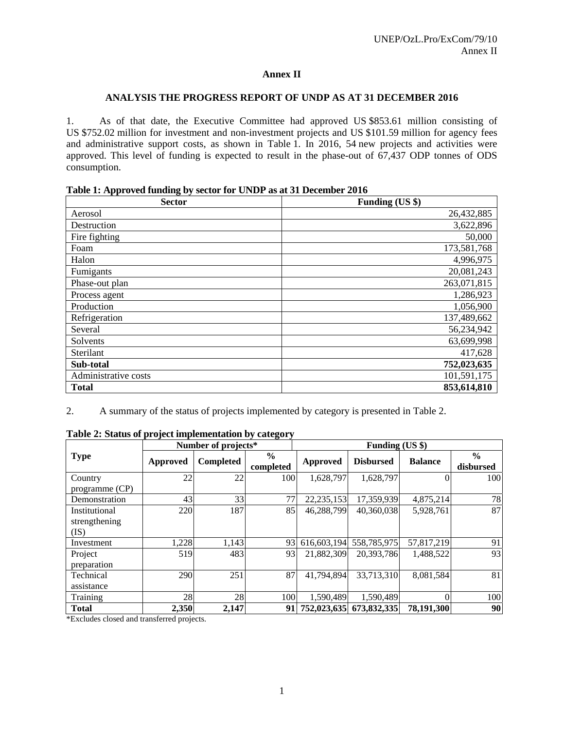## Annex II

### ANALYSIS THE PROGRESS REPORT OF UNDP AS AT 31 DECEMBER 2016

1. As of that date, the Executive Committee had approved US $853.61 million consisting of US $752.02 million for investment and non-investment projects and US $101.59 million for agency fees and administrative support costs, as shown in Table 1. In 2016, 54 new projects and activities were approved. This level of funding is expected to result in the phase-out of 67,437 ODP tonnes of ODS consumption.

**Table 1: Approved funding by sector for UNDP as at 31 December 2016**

| Sector | Funding (US $) |
|---|---|
| Aerosol | 26,432,885 |
| Destruction | 3,622,896 |
| Fire fighting | 50,000 |
| Foam | 173,581,768 |
| Halon | 4,996,975 |
| Fumigants | 20,081,243 |
| Phase-out plan | 263,071,815 |
| Process agent | 1,286,923 |
| Production | 1,056,900 |
| Refrigeration | 137,489,662 |
| Several | 56,234,942 |
| Solvents | 63,699,998 |
| Sterilant | 417,628 |
| **Sub-total** | **752,023,635** |
| Administrative costs | 101,591,175 |
| **Total** | **853,614,810** |

2. A summary of the status of projects implemented by category is presented in Table 2.

**Table 2: Status of project implementation by category**

| Type | Number of projects* | | | Funding (US $) | | | |
|---|---|---|---|---|---|---|---|
| | Approved | Completed | % completed | Approved | Disbursed | Balance | % disbursed |
| Country programme (CP) | 22 | 22 | 100 | 1,628,797 | 1,628,797 | 0 | 100 |
| Demonstration | 43 | 33 | 77 | 22,235,153 | 17,359,939 | 4,875,214 | 78 |
| Institutional strengthening (IS) | 220 | 187 | 85 | 46,288,799 | 40,360,038 | 5,928,761 | 87 |
| Investment | 1,228 | 1,143 | 93 | 616,603,194 | 558,785,975 | 57,817,219 | 91 |
| Project preparation | 519 | 483 | 93 | 21,882,309 | 20,393,786 | 1,488,522 | 93 |
| Technical assistance | 290 | 251 | 87 | 41,794,894 | 33,713,310 | 8,081,584 | 81 |
| Training | 28 | 28 | 100 | 1,590,489 | 1,590,489 | 0 | 100 |
| **Total** | **2,350** | **2,147** | **91** | **752,023,635** | **673,832,335** | **78,191,300** | **90** |

*Excludes closed and transferred projects.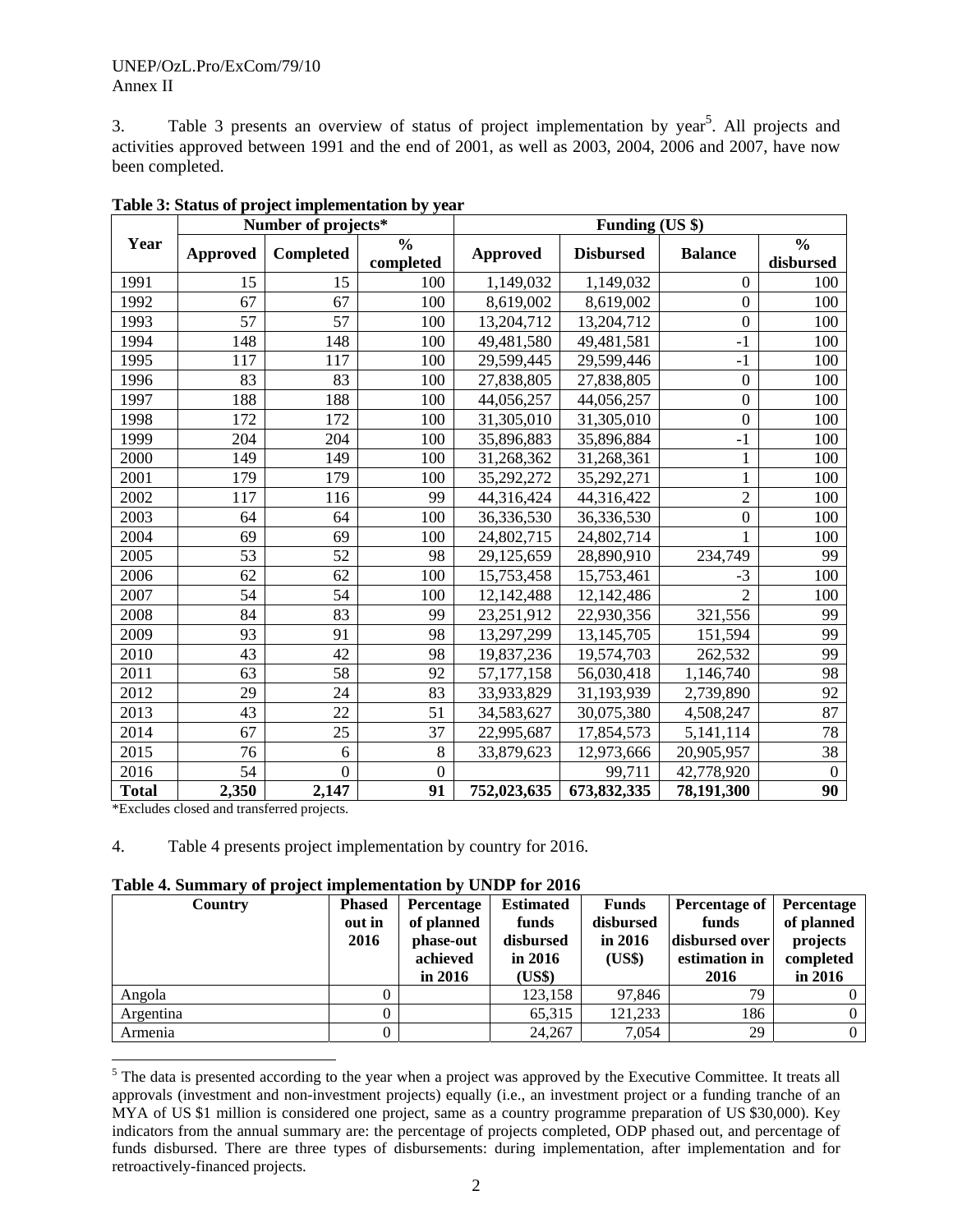3. Table 3 presents an overview of status of project implementation by year[5]. All projects and activities approved between 1991 and the end of 2001, as well as 2003, 2004, 2006 and 2007, have now been completed.

**Table 3: Status of project implementation by year**

| Year | Number of projects* | | | Funding (US $) | | | |
|---|---|---|---|---|---|---|---|
| | Approved | Completed | % completed | Approved | Disbursed | Balance | % disbursed |
| 1991 | 15 | 15 | 100 | 1,149,032 | 1,149,032 | 0 | 100 |
| 1992 | 67 | 67 | 100 | 8,619,002 | 8,619,002 | 0 | 100 |
| 1993 | 57 | 57 | 100 | 13,204,712 | 13,204,712 | 0 | 100 |
| 1994 | 148 | 148 | 100 | 49,481,580 | 49,481,581 | -1 | 100 |
| 1995 | 117 | 117 | 100 | 29,599,445 | 29,599,446 | -1 | 100 |
| 1996 | 83 | 83 | 100 | 27,838,805 | 27,838,805 | 0 | 100 |
| 1997 | 188 | 188 | 100 | 44,056,257 | 44,056,257 | 0 | 100 |
| 1998 | 172 | 172 | 100 | 31,305,010 | 31,305,010 | 0 | 100 |
| 1999 | 204 | 204 | 100 | 35,896,883 | 35,896,884 | -1 | 100 |
| 2000 | 149 | 149 | 100 | 31,268,362 | 31,268,361 | 1 | 100 |
| 2001 | 179 | 179 | 100 | 35,292,272 | 35,292,271 | 1 | 100 |
| 2002 | 117 | 116 | 99 | 44,316,424 | 44,316,422 | 2 | 100 |
| 2003 | 64 | 64 | 100 | 36,336,530 | 36,336,530 | 0 | 100 |
| 2004 | 69 | 69 | 100 | 24,802,715 | 24,802,714 | 1 | 100 |
| 2005 | 53 | 52 | 98 | 29,125,659 | 28,890,910 | 234,749 | 99 |
| 2006 | 62 | 62 | 100 | 15,753,458 | 15,753,461 | -3 | 100 |
| 2007 | 54 | 54 | 100 | 12,142,488 | 12,142,486 | 2 | 100 |
| 2008 | 84 | 83 | 99 | 23,251,912 | 22,930,356 | 321,556 | 99 |
| 2009 | 93 | 91 | 98 | 13,297,299 | 13,145,705 | 151,594 | 99 |
| 2010 | 43 | 42 | 98 | 19,837,236 | 19,574,703 | 262,532 | 99 |
| 2011 | 63 | 58 | 92 | 57,177,158 | 56,030,418 | 1,146,740 | 98 |
| 2012 | 29 | 24 | 83 | 33,933,829 | 31,193,939 | 2,739,890 | 92 |
| 2013 | 43 | 22 | 51 | 34,583,627 | 30,075,380 | 4,508,247 | 87 |
| 2014 | 67 | 25 | 37 | 22,995,687 | 17,854,573 | 5,141,114 | 78 |
| 2015 | 76 | 6 | 8 | 33,879,623 | 12,973,666 | 20,905,957 | 38 |
| 2016 | 54 | 0 | 0 | | 99,711 | 42,778,920 | 0 |
| **Total** | **2,350** | **2,147** | **91** | **752,023,635** | **673,832,335** | **78,191,300** | **90** |

*Excludes closed and transferred projects.

4. Table 4 presents project implementation by country for 2016.

**Table 4. Summary of project implementation by UNDP for 2016**

| Country | Phased out in 2016 | Percentage of planned phase-out achieved in 2016 | Estimated funds disbursed in 2016 (US$) | Funds disbursed in 2016 (US$) | Percentage of funds disbursed over estimation in 2016 | Percentage of planned projects completed in 2016 |
|---|---|---|---|---|---|---|
| Angola | 0 | | 123,158 | 97,846 | 79 | 0 |
| Argentina | 0 | | 65,315 | 121,233 | 186 | 0 |
| Armenia | 0 | | 24,267 | 7,054 | 29 | 0 |

[5] The data is presented according to the year when a project was approved by the Executive Committee. It treats all approvals (investment and non-investment projects) equally (i.e., an investment project or a funding tranche of an MYA of US $1 million is considered one project, same as a country programme preparation of US $30,000). Key indicators from the annual summary are: the percentage of projects completed, ODP phased out, and percentage of funds disbursed. There are three types of disbursements: during implementation, after implementation and for retroactively-financed projects.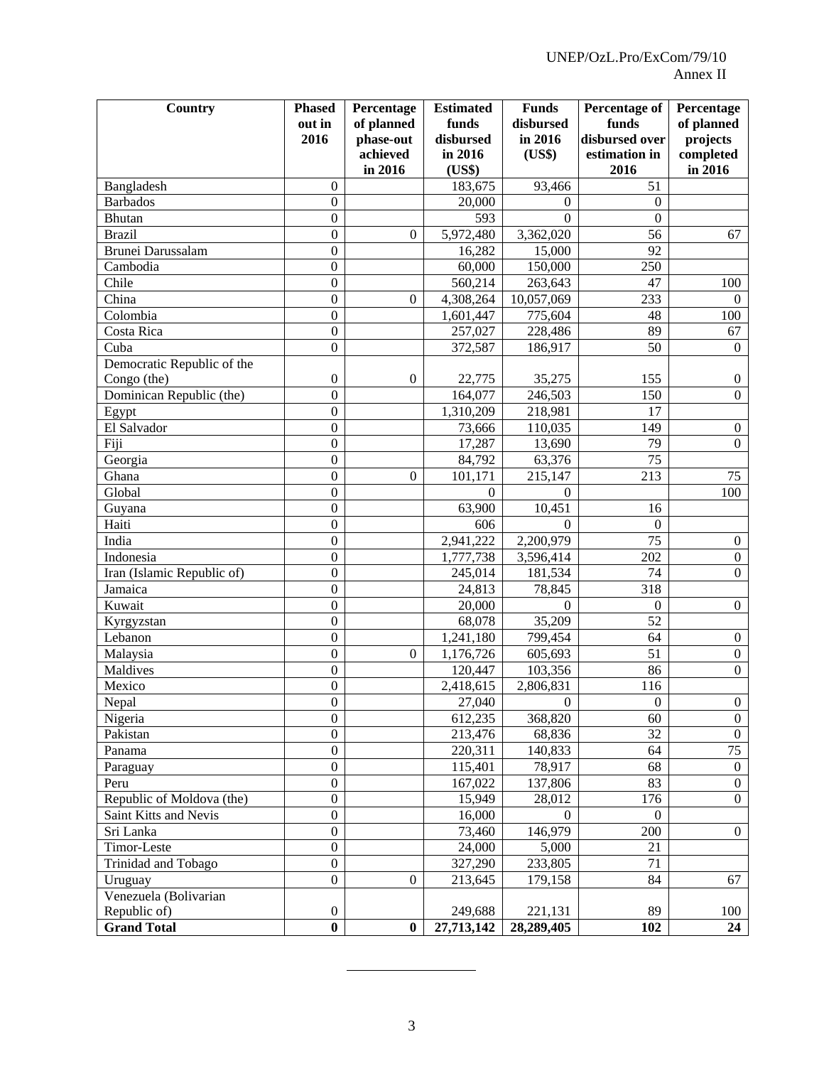| Country | Phased out in 2016 | Percentage of planned phase-out achieved in 2016 | Estimated funds disbursed in 2016 (US$) | Funds disbursed in 2016 (US$) | Percentage of funds disbursed over estimation in 2016 | Percentage of planned projects completed in 2016 |
|---|---|---|---|---|---|---|
| Bangladesh | 0 | | 183,675 | 93,466 | 51 | |
| Barbados | 0 | | 20,000 | 0 | 0 | |
| Bhutan | 0 | | 593 | 0 | 0 | |
| Brazil | 0 | 0 | 5,972,480 | 3,362,020 | 56 | 67 |
| Brunei Darussalam | 0 | | 16,282 | 15,000 | 92 | |
| Cambodia | 0 | | 60,000 | 150,000 | 250 | |
| Chile | 0 | | 560,214 | 263,643 | 47 | 100 |
| China | 0 | 0 | 4,308,264 | 10,057,069 | 233 | 0 |
| Colombia | 0 | | 1,601,447 | 775,604 | 48 | 100 |
| Costa Rica | 0 | | 257,027 | 228,486 | 89 | 67 |
| Cuba | 0 | | 372,587 | 186,917 | 50 | 0 |
| Democratic Republic of the Congo (the) | 0 | 0 | 22,775 | 35,275 | 155 | 0 |
| Dominican Republic (the) | 0 | | 164,077 | 246,503 | 150 | 0 |
| Egypt | 0 | | 1,310,209 | 218,981 | 17 | |
| El Salvador | 0 | | 73,666 | 110,035 | 149 | 0 |
| Fiji | 0 | | 17,287 | 13,690 | 79 | 0 |
| Georgia | 0 | | 84,792 | 63,376 | 75 | |
| Ghana | 0 | 0 | 101,171 | 215,147 | 213 | 75 |
| Global | 0 | | 0 | 0 | | 100 |
| Guyana | 0 | | 63,900 | 10,451 | 16 | |
| Haiti | 0 | | 606 | 0 | 0 | |
| India | 0 | | 2,941,222 | 2,200,979 | 75 | 0 |
| Indonesia | 0 | | 1,777,738 | 3,596,414 | 202 | 0 |
| Iran (Islamic Republic of) | 0 | | 245,014 | 181,534 | 74 | 0 |
| Jamaica | 0 | | 24,813 | 78,845 | 318 | |
| Kuwait | 0 | | 20,000 | 0 | 0 | 0 |
| Kyrgyzstan | 0 | | 68,078 | 35,209 | 52 | |
| Lebanon | 0 | | 1,241,180 | 799,454 | 64 | 0 |
| Malaysia | 0 | 0 | 1,176,726 | 605,693 | 51 | 0 |
| Maldives | 0 | | 120,447 | 103,356 | 86 | 0 |
| Mexico | 0 | | 2,418,615 | 2,806,831 | 116 | |
| Nepal | 0 | | 27,040 | 0 | 0 | 0 |
| Nigeria | 0 | | 612,235 | 368,820 | 60 | 0 |
| Pakistan | 0 | | 213,476 | 68,836 | 32 | 0 |
| Panama | 0 | | 220,311 | 140,833 | 64 | 75 |
| Paraguay | 0 | | 115,401 | 78,917 | 68 | 0 |
| Peru | 0 | | 167,022 | 137,806 | 83 | 0 |
| Republic of Moldova (the) | 0 | | 15,949 | 28,012 | 176 | 0 |
| Saint Kitts and Nevis | 0 | | 16,000 | 0 | 0 | |
| Sri Lanka | 0 | | 73,460 | 146,979 | 200 | 0 |
| Timor-Leste | 0 | | 24,000 | 5,000 | 21 | |
| Trinidad and Tobago | 0 | | 327,290 | 233,805 | 71 | |
| Uruguay | 0 | 0 | 213,645 | 179,158 | 84 | 67 |
| Venezuela (Bolivarian Republic of) | 0 | | 249,688 | 221,131 | 89 | 100 |
| **Grand Total** | **0** | **0** | **27,713,142** | **28,289,405** | **102** | **24** |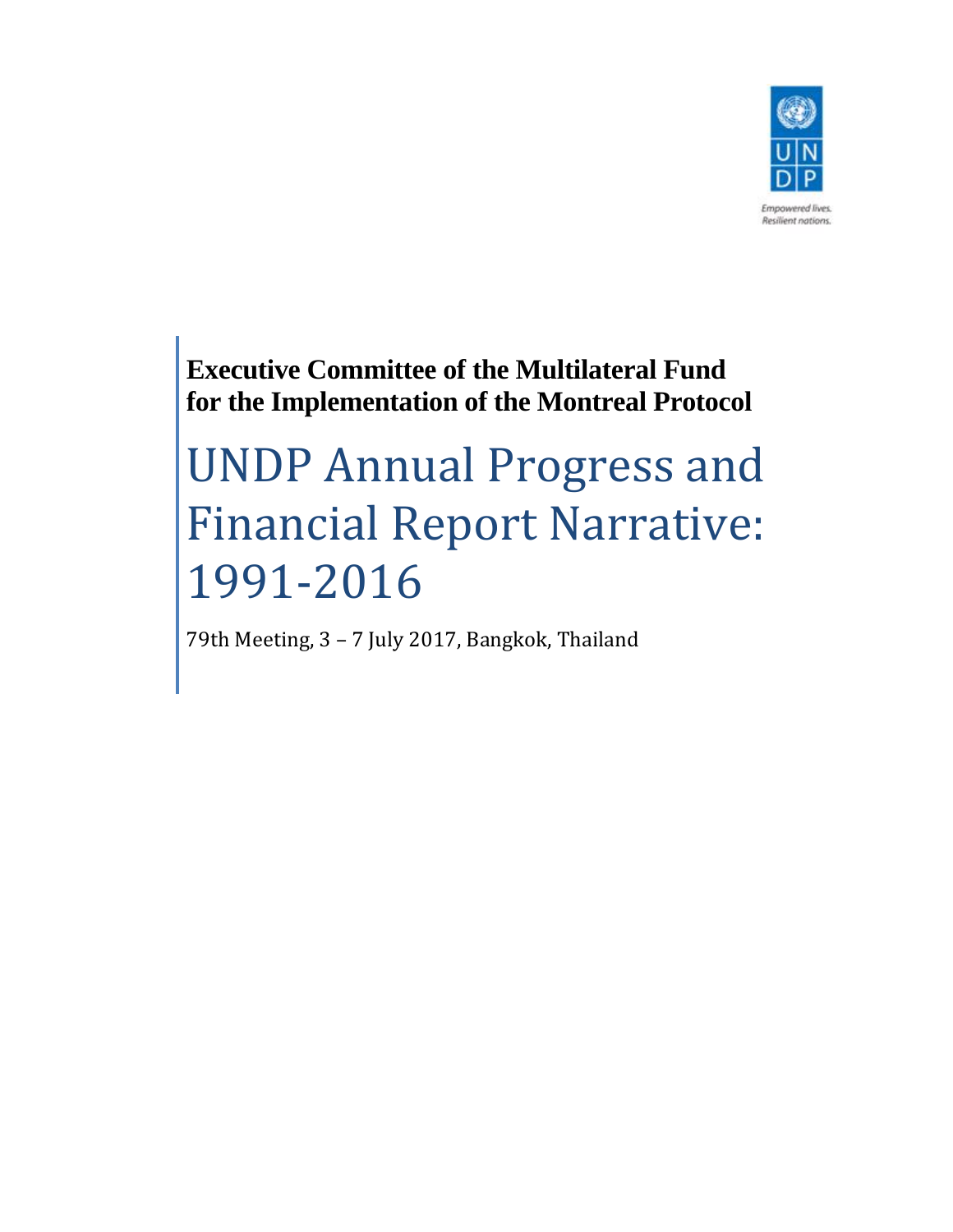**Executive Committee of the Multilateral Fund for the Implementation of the Montreal Protocol**

# UNDP Annual Progress and Financial Report Narrative: 1991-2016

79th Meeting, 3 – 7 July 2017, Bangkok, Thailand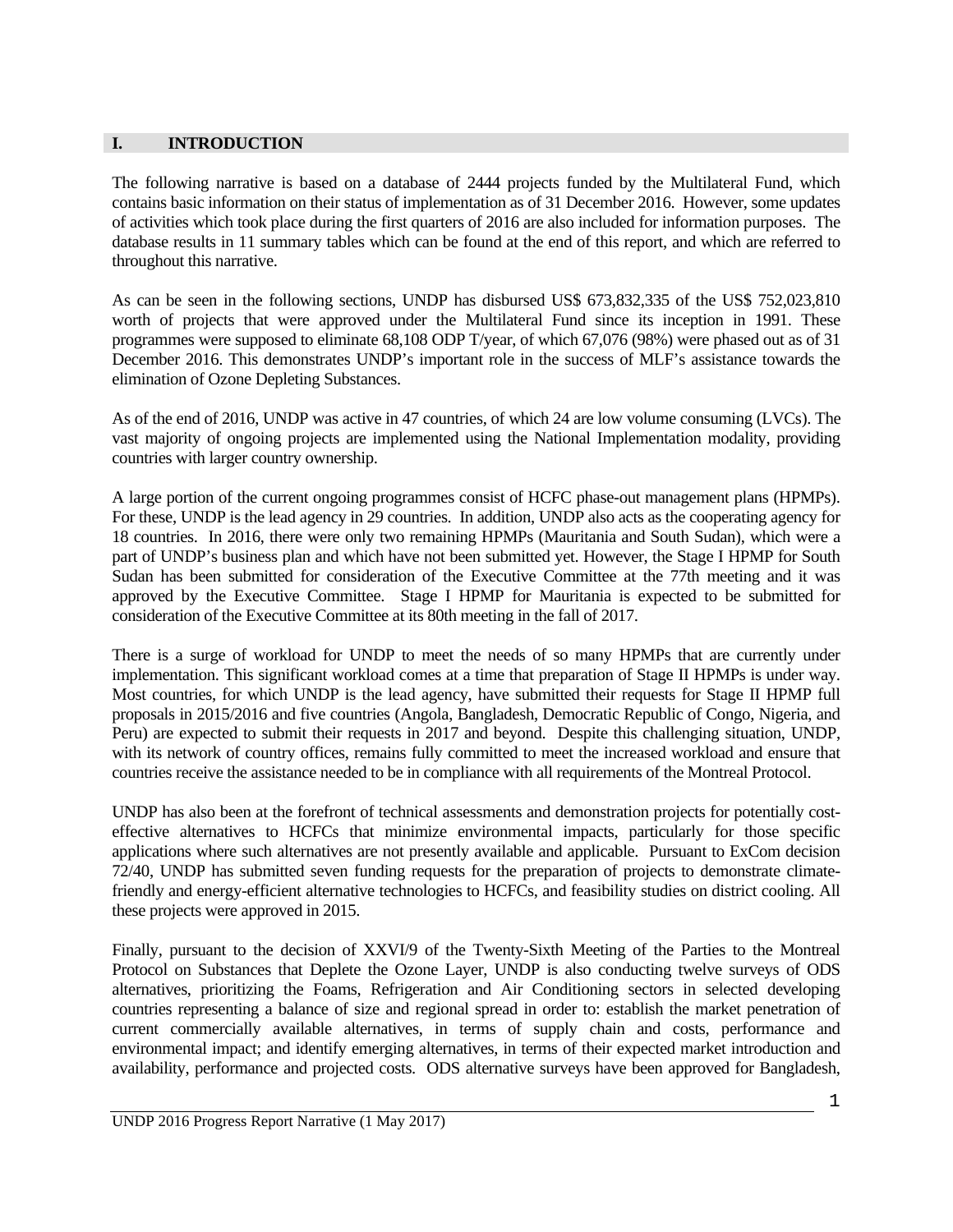## I. INTRODUCTION

The following narrative is based on a database of 2444 projects funded by the Multilateral Fund, which contains basic information on their status of implementation as of 31 December 2016. However, some updates of activities which took place during the first quarters of 2016 are also included for information purposes. The database results in 11 summary tables which can be found at the end of this report, and which are referred to throughout this narrative.

As can be seen in the following sections, UNDP has disbursed US$ 673,832,335 of the US$ 752,023,810 worth of projects that were approved under the Multilateral Fund since its inception in 1991. These programmes were supposed to eliminate 68,108 ODP T/year, of which 67,076 (98%) were phased out as of 31 December 2016. This demonstrates UNDP's important role in the success of MLF's assistance towards the elimination of Ozone Depleting Substances.

As of the end of 2016, UNDP was active in 47 countries, of which 24 are low volume consuming (LVCs). The vast majority of ongoing projects are implemented using the National Implementation modality, providing countries with larger country ownership.

A large portion of the current ongoing programmes consist of HCFC phase-out management plans (HPMPs). For these, UNDP is the lead agency in 29 countries. In addition, UNDP also acts as the cooperating agency for 18 countries. In 2016, there were only two remaining HPMPs (Mauritania and South Sudan), which were a part of UNDP's business plan and which have not been submitted yet. However, the Stage I HPMP for South Sudan has been submitted for consideration of the Executive Committee at the 77th meeting and it was approved by the Executive Committee. Stage I HPMP for Mauritania is expected to be submitted for consideration of the Executive Committee at its 80th meeting in the fall of 2017.

There is a surge of workload for UNDP to meet the needs of so many HPMPs that are currently under implementation. This significant workload comes at a time that preparation of Stage II HPMPs is under way. Most countries, for which UNDP is the lead agency, have submitted their requests for Stage II HPMP full proposals in 2015/2016 and five countries (Angola, Bangladesh, Democratic Republic of Congo, Nigeria, and Peru) are expected to submit their requests in 2017 and beyond. Despite this challenging situation, UNDP, with its network of country offices, remains fully committed to meet the increased workload and ensure that countries receive the assistance needed to be in compliance with all requirements of the Montreal Protocol.

UNDP has also been at the forefront of technical assessments and demonstration projects for potentially cost-effective alternatives to HCFCs that minimize environmental impacts, particularly for those specific applications where such alternatives are not presently available and applicable. Pursuant to ExCom decision 72/40, UNDP has submitted seven funding requests for the preparation of projects to demonstrate climate-friendly and energy-efficient alternative technologies to HCFCs, and feasibility studies on district cooling. All these projects were approved in 2015.

Finally, pursuant to the decision of XXVI/9 of the Twenty-Sixth Meeting of the Parties to the Montreal Protocol on Substances that Deplete the Ozone Layer, UNDP is also conducting twelve surveys of ODS alternatives, prioritizing the Foams, Refrigeration and Air Conditioning sectors in selected developing countries representing a balance of size and regional spread in order to: establish the market penetration of current commercially available alternatives, in terms of supply chain and costs, performance and environmental impact; and identify emerging alternatives, in terms of their expected market introduction and availability, performance and projected costs. ODS alternative surveys have been approved for Bangladesh,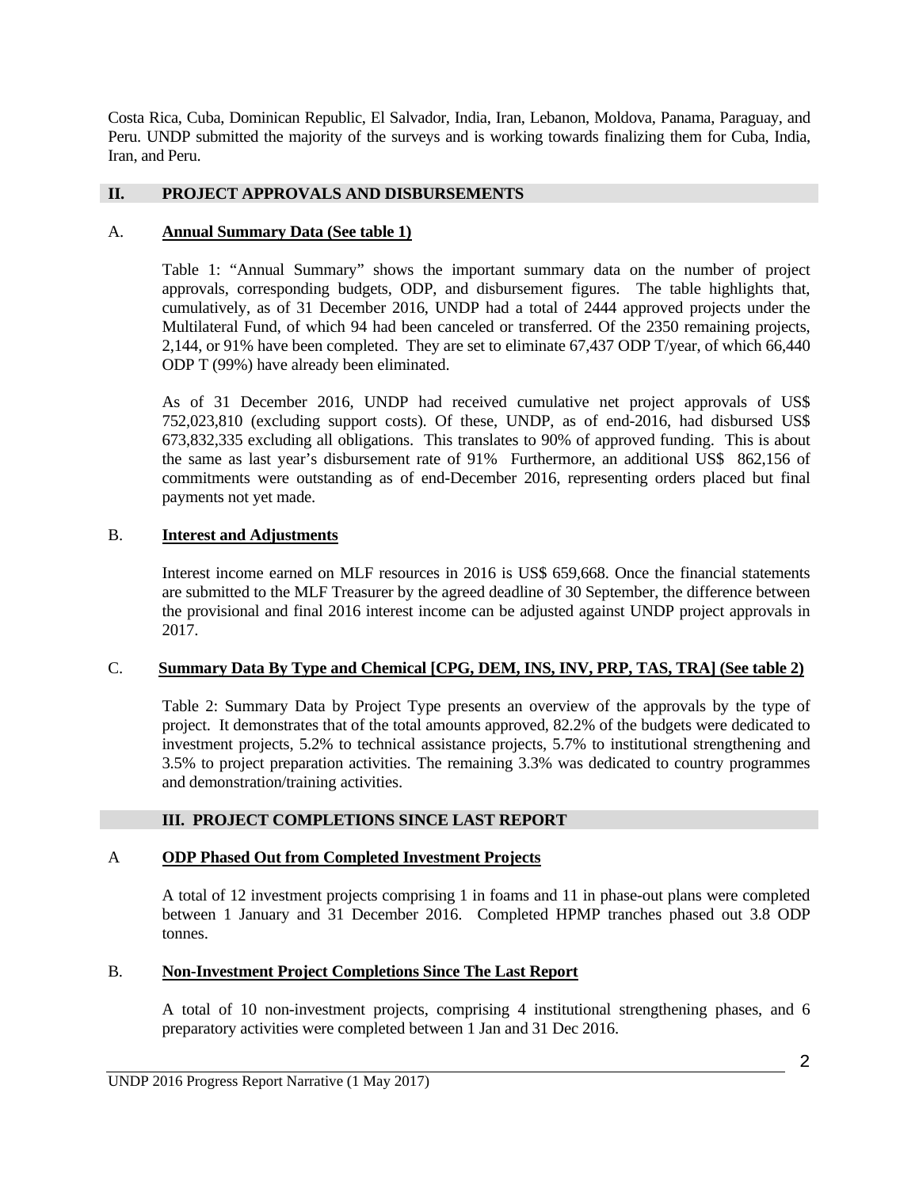Costa Rica, Cuba, Dominican Republic, El Salvador, India, Iran, Lebanon, Moldova, Panama, Paraguay, and Peru. UNDP submitted the majority of the surveys and is working towards finalizing them for Cuba, India, Iran, and Peru.

## II. PROJECT APPROVALS AND DISBURSEMENTS

### A. Annual Summary Data (See table 1)

Table 1: "Annual Summary" shows the important summary data on the number of project approvals, corresponding budgets, ODP, and disbursement figures. The table highlights that, cumulatively, as of 31 December 2016, UNDP had a total of 2444 approved projects under the Multilateral Fund, of which 94 had been canceled or transferred. Of the 2350 remaining projects, 2,144, or 91% have been completed. They are set to eliminate 67,437 ODP T/year, of which 66,440 ODP T (99%) have already been eliminated.

As of 31 December 2016, UNDP had received cumulative net project approvals of US$ 752,023,810 (excluding support costs). Of these, UNDP, as of end-2016, had disbursed US$ 673,832,335 excluding all obligations. This translates to 90% of approved funding. This is about the same as last year's disbursement rate of 91% Furthermore, an additional US$ 862,156 of commitments were outstanding as of end-December 2016, representing orders placed but final payments not yet made.

### B. Interest and Adjustments

Interest income earned on MLF resources in 2016 is US$ 659,668. Once the financial statements are submitted to the MLF Treasurer by the agreed deadline of 30 September, the difference between the provisional and final 2016 interest income can be adjusted against UNDP project approvals in 2017.

### C. Summary Data By Type and Chemical [CPG, DEM, INS, INV, PRP, TAS, TRA] (See table 2)

Table 2: Summary Data by Project Type presents an overview of the approvals by the type of project. It demonstrates that of the total amounts approved, 82.2% of the budgets were dedicated to investment projects, 5.2% to technical assistance projects, 5.7% to institutional strengthening and 3.5% to project preparation activities. The remaining 3.3% was dedicated to country programmes and demonstration/training activities.

## III. PROJECT COMPLETIONS SINCE LAST REPORT

### A ODP Phased Out from Completed Investment Projects

A total of 12 investment projects comprising 1 in foams and 11 in phase-out plans were completed between 1 January and 31 December 2016. Completed HPMP tranches phased out 3.8 ODP tonnes.

### B. Non-Investment Project Completions Since The Last Report

A total of 10 non-investment projects, comprising 4 institutional strengthening phases, and 6 preparatory activities were completed between 1 Jan and 31 Dec 2016.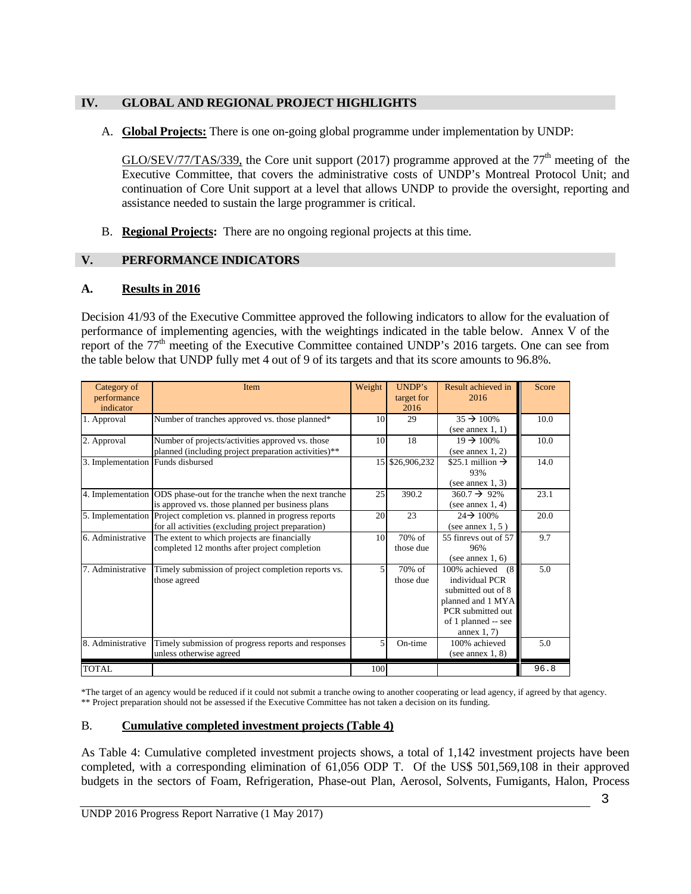## IV. GLOBAL AND REGIONAL PROJECT HIGHLIGHTS

A. **Global Projects:** There is one on-going global programme under implementation by UNDP:

GLO/SEV/77/TAS/339, the Core unit support (2017) programme approved at the 77th meeting of the Executive Committee, that covers the administrative costs of UNDP's Montreal Protocol Unit; and continuation of Core Unit support at a level that allows UNDP to provide the oversight, reporting and assistance needed to sustain the large programmer is critical.

B. **Regional Projects:** There are no ongoing regional projects at this time.

## V. PERFORMANCE INDICATORS

### A. Results in 2016

Decision 41/93 of the Executive Committee approved the following indicators to allow for the evaluation of performance of implementing agencies, with the weightings indicated in the table below. Annex V of the report of the 77th meeting of the Executive Committee contained UNDP's 2016 targets. One can see from the table below that UNDP fully met 4 out of 9 of its targets and that its score amounts to 96.8%.

| Category of performance indicator | Item | Weight | UNDP's target for 2016 | Result achieved in 2016 | Score |
|---|---|---|---|---|---|
| 1. Approval | Number of tranches approved vs. those planned* | 10 | 29 | 35 → 100% (see annex 1, 1) | 10.0 |
| 2. Approval | Number of projects/activities approved vs. those planned (including project preparation activities)** | 10 | 18 | 19 → 100% (see annex 1, 2) | 10.0 |
| 3. Implementation | Funds disbursed | 15 | $26,906,232 | $25.1 million → 93% (see annex 1, 3) | 14.0 |
| 4. Implementation | ODS phase-out for the tranche when the next tranche is approved vs. those planned per business plans | 25 | 390.2 | 360.7 → 92% (see annex 1, 4) | 23.1 |
| 5. Implementation | Project completion vs. planned in progress reports for all activities (excluding project preparation) | 20 | 23 | 24→ 100% (see annex 1, 5 ) | 20.0 |
| 6. Administrative | The extent to which projects are financially completed 12 months after project completion | 10 | 70% of those due | 55 finrevs out of 57 96% (see annex 1, 6) | 9.7 |
| 7. Administrative | Timely submission of project completion reports vs. those agreed | 5 | 70% of those due | 100% achieved (8 individual PCR submitted out of 8 planned and 1 MYA PCR submitted out of 1 planned -- see annex 1, 7) | 5.0 |
| 8. Administrative | Timely submission of progress reports and responses unless otherwise agreed | 5 | On-time | 100% achieved (see annex 1, 8) | 5.0 |
| TOTAL | | 100 | | | 96.8 |

*The target of an agency would be reduced if it could not submit a tranche owing to another cooperating or lead agency, if agreed by that agency.
** Project preparation should not be assessed if the Executive Committee has not taken a decision on its funding.

### B. Cumulative completed investment projects (Table 4)

As Table 4: Cumulative completed investment projects shows, a total of 1,142 investment projects have been completed, with a corresponding elimination of 61,056 ODP T. Of the US$ 501,569,108 in their approved budgets in the sectors of Foam, Refrigeration, Phase-out Plan, Aerosol, Solvents, Fumigants, Halon, Process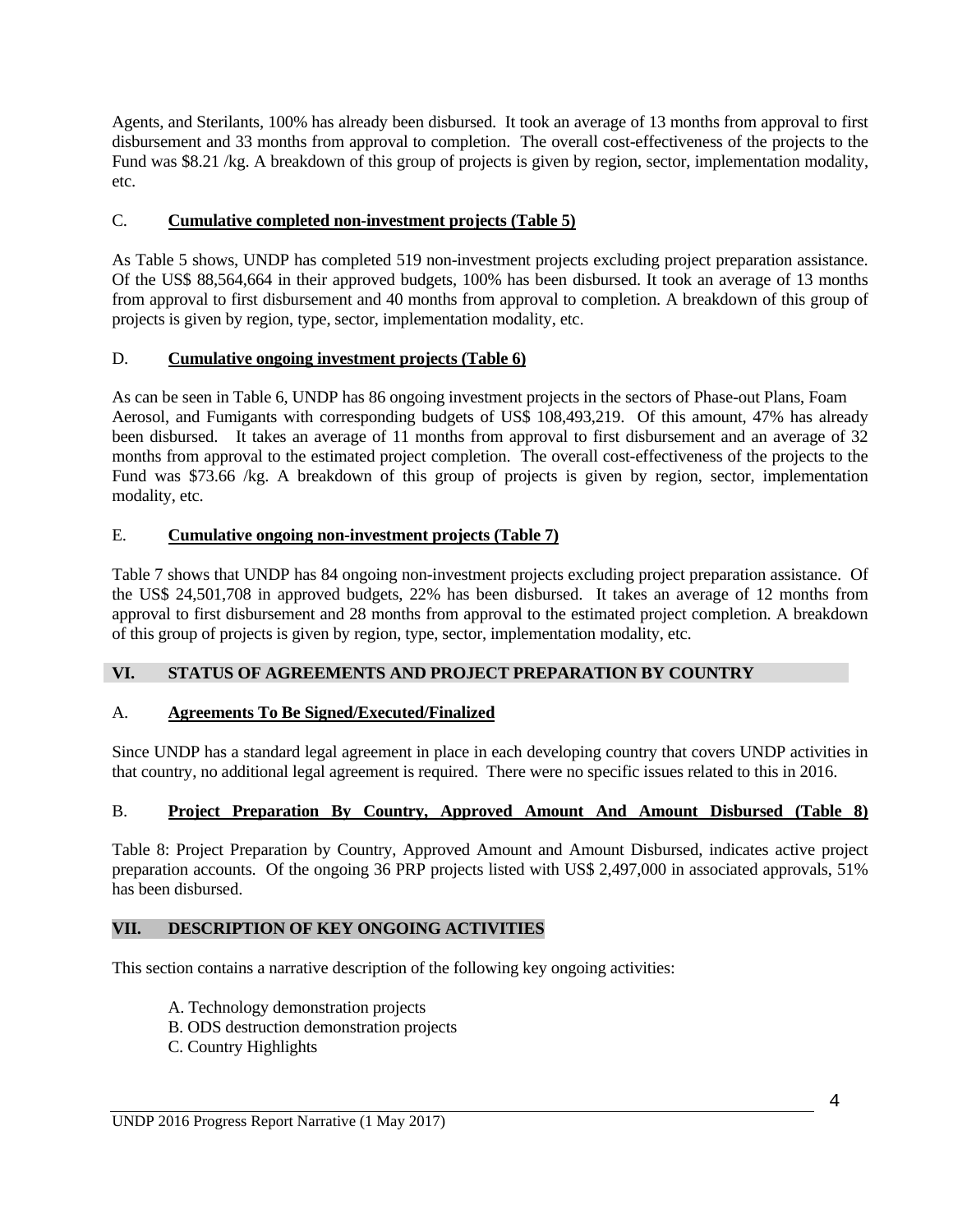Agents, and Sterilants, 100% has already been disbursed. It took an average of 13 months from approval to first disbursement and 33 months from approval to completion. The overall cost-effectiveness of the projects to the Fund was $8.21 /kg. A breakdown of this group of projects is given by region, sector, implementation modality, etc.

### C. Cumulative completed non-investment projects (Table 5)

As Table 5 shows, UNDP has completed 519 non-investment projects excluding project preparation assistance. Of the US$ 88,564,664 in their approved budgets, 100% has been disbursed. It took an average of 13 months from approval to first disbursement and 40 months from approval to completion. A breakdown of this group of projects is given by region, type, sector, implementation modality, etc.

### D. Cumulative ongoing investment projects (Table 6)

As can be seen in Table 6, UNDP has 86 ongoing investment projects in the sectors of Phase-out Plans, Foam Aerosol, and Fumigants with corresponding budgets of US$ 108,493,219. Of this amount, 47% has already been disbursed. It takes an average of 11 months from approval to first disbursement and an average of 32 months from approval to the estimated project completion. The overall cost-effectiveness of the projects to the Fund was $73.66 /kg. A breakdown of this group of projects is given by region, sector, implementation modality, etc.

### E. Cumulative ongoing non-investment projects (Table 7)

Table 7 shows that UNDP has 84 ongoing non-investment projects excluding project preparation assistance. Of the US$ 24,501,708 in approved budgets, 22% has been disbursed. It takes an average of 12 months from approval to first disbursement and 28 months from approval to the estimated project completion. A breakdown of this group of projects is given by region, type, sector, implementation modality, etc.

## VI. STATUS OF AGREEMENTS AND PROJECT PREPARATION BY COUNTRY

### A. Agreements To Be Signed/Executed/Finalized

Since UNDP has a standard legal agreement in place in each developing country that covers UNDP activities in that country, no additional legal agreement is required. There were no specific issues related to this in 2016.

### B. Project Preparation By Country, Approved Amount And Amount Disbursed (Table 8)

Table 8: Project Preparation by Country, Approved Amount and Amount Disbursed, indicates active project preparation accounts. Of the ongoing 36 PRP projects listed with US$ 2,497,000 in associated approvals, 51% has been disbursed.

## VII. DESCRIPTION OF KEY ONGOING ACTIVITIES

This section contains a narrative description of the following key ongoing activities:

A. Technology demonstration projects
B. ODS destruction demonstration projects
C. Country Highlights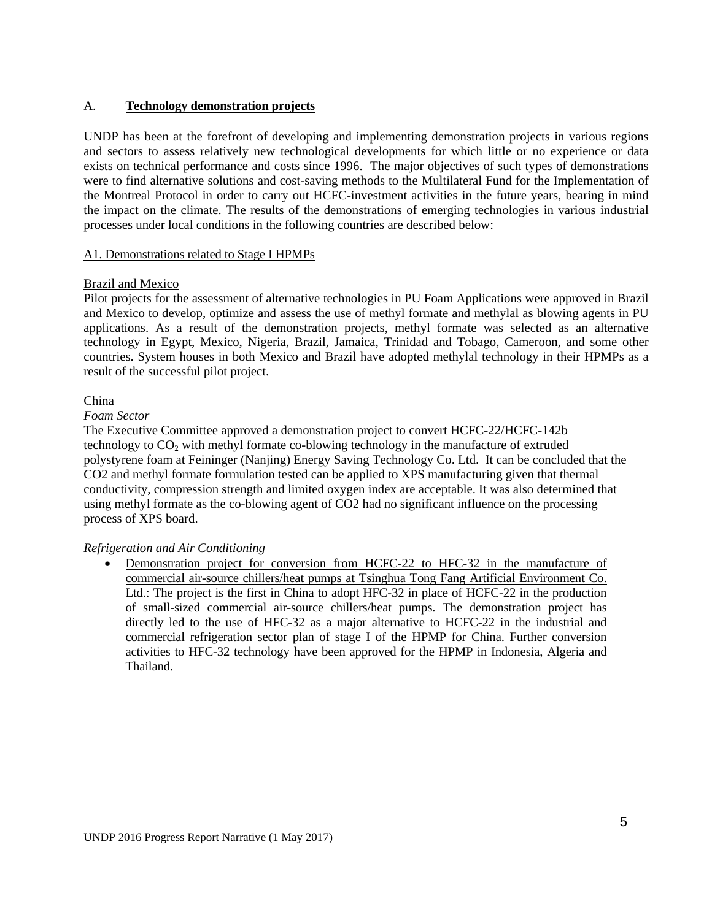## A. **Technology demonstration projects**

UNDP has been at the forefront of developing and implementing demonstration projects in various regions and sectors to assess relatively new technological developments for which little or no experience or data exists on technical performance and costs since 1996. The major objectives of such types of demonstrations were to find alternative solutions and cost-saving methods to the Multilateral Fund for the Implementation of the Montreal Protocol in order to carry out HCFC-investment activities in the future years, bearing in mind the impact on the climate. The results of the demonstrations of emerging technologies in various industrial processes under local conditions in the following countries are described below:

### A1. Demonstrations related to Stage I HPMPs

#### Brazil and Mexico

Pilot projects for the assessment of alternative technologies in PU Foam Applications were approved in Brazil and Mexico to develop, optimize and assess the use of methyl formate and methylal as blowing agents in PU applications. As a result of the demonstration projects, methyl formate was selected as an alternative technology in Egypt, Mexico, Nigeria, Brazil, Jamaica, Trinidad and Tobago, Cameroon, and some other countries. System houses in both Mexico and Brazil have adopted methylal technology in their HPMPs as a result of the successful pilot project.

#### China

*Foam Sector*

The Executive Committee approved a demonstration project to convert HCFC-22/HCFC-142b technology to $CO_2$ with methyl formate co-blowing technology in the manufacture of extruded polystyrene foam at Feininger (Nanjing) Energy Saving Technology Co. Ltd. It can be concluded that the CO2 and methyl formate formulation tested can be applied to XPS manufacturing given that thermal conductivity, compression strength and limited oxygen index are acceptable. It was also determined that using methyl formate as the co-blowing agent of CO2 had no significant influence on the processing process of XPS board.

*Refrigeration and Air Conditioning*

- Demonstration project for conversion from HCFC-22 to HFC-32 in the manufacture of commercial air-source chillers/heat pumps at Tsinghua Tong Fang Artificial Environment Co. Ltd.: The project is the first in China to adopt HFC-32 in place of HCFC-22 in the production of small-sized commercial air-source chillers/heat pumps. The demonstration project has directly led to the use of HFC-32 as a major alternative to HCFC-22 in the industrial and commercial refrigeration sector plan of stage I of the HPMP for China. Further conversion activities to HFC-32 technology have been approved for the HPMP in Indonesia, Algeria and Thailand.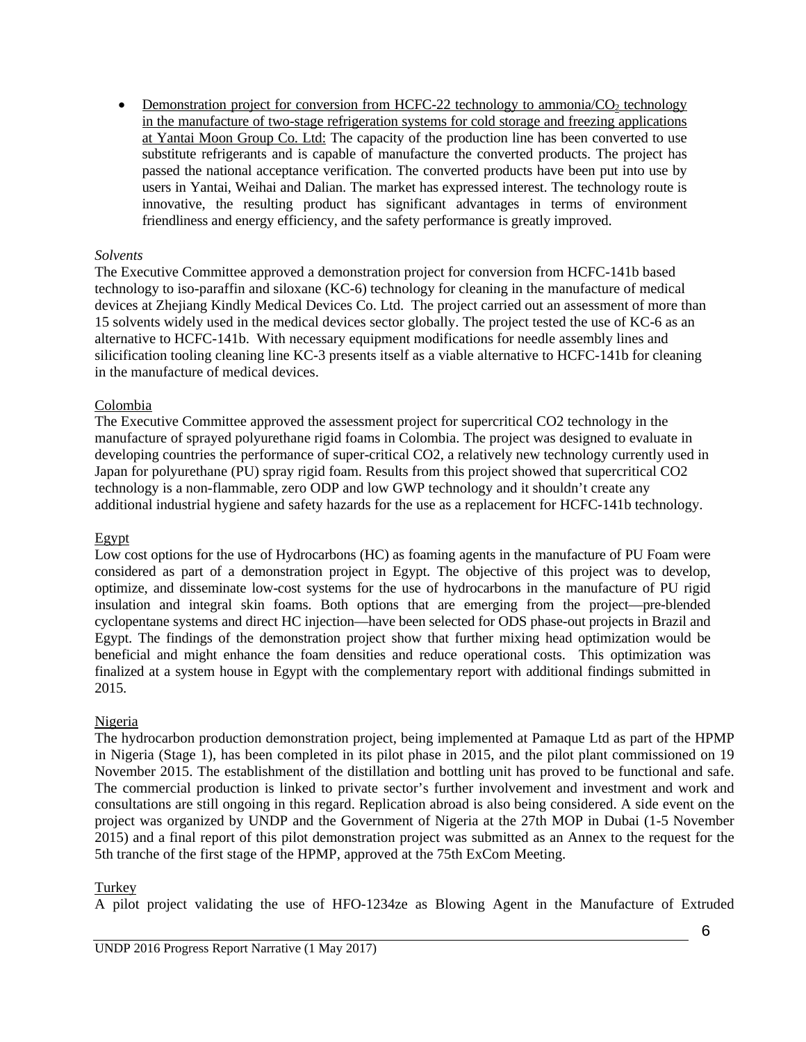- Demonstration project for conversion from HCFC-22 technology to ammonia/$CO_2$ technology in the manufacture of two-stage refrigeration systems for cold storage and freezing applications at Yantai Moon Group Co. Ltd: The capacity of the production line has been converted to use substitute refrigerants and is capable of manufacture the converted products. The project has passed the national acceptance verification. The converted products have been put into use by users in Yantai, Weihai and Dalian. The market has expressed interest. The technology route is innovative, the resulting product has significant advantages in terms of environment friendliness and energy efficiency, and the safety performance is greatly improved.

*Solvents*

The Executive Committee approved a demonstration project for conversion from HCFC-141b based technology to iso-paraffin and siloxane (KC-6) technology for cleaning in the manufacture of medical devices at Zhejiang Kindly Medical Devices Co. Ltd. The project carried out an assessment of more than 15 solvents widely used in the medical devices sector globally. The project tested the use of KC-6 as an alternative to HCFC-141b. With necessary equipment modifications for needle assembly lines and silicification tooling cleaning line KC-3 presents itself as a viable alternative to HCFC-141b for cleaning in the manufacture of medical devices.

Colombia

The Executive Committee approved the assessment project for supercritical CO2 technology in the manufacture of sprayed polyurethane rigid foams in Colombia. The project was designed to evaluate in developing countries the performance of super-critical CO2, a relatively new technology currently used in Japan for polyurethane (PU) spray rigid foam. Results from this project showed that supercritical CO2 technology is a non-flammable, zero ODP and low GWP technology and it shouldn't create any additional industrial hygiene and safety hazards for the use as a replacement for HCFC-141b technology.

Egypt

Low cost options for the use of Hydrocarbons (HC) as foaming agents in the manufacture of PU Foam were considered as part of a demonstration project in Egypt. The objective of this project was to develop, optimize, and disseminate low-cost systems for the use of hydrocarbons in the manufacture of PU rigid insulation and integral skin foams. Both options that are emerging from the project—pre-blended cyclopentane systems and direct HC injection—have been selected for ODS phase-out projects in Brazil and Egypt. The findings of the demonstration project show that further mixing head optimization would be beneficial and might enhance the foam densities and reduce operational costs. This optimization was finalized at a system house in Egypt with the complementary report with additional findings submitted in 2015.

Nigeria

The hydrocarbon production demonstration project, being implemented at Pamaque Ltd as part of the HPMP in Nigeria (Stage 1), has been completed in its pilot phase in 2015, and the pilot plant commissioned on 19 November 2015. The establishment of the distillation and bottling unit has proved to be functional and safe. The commercial production is linked to private sector's further involvement and investment and work and consultations are still ongoing in this regard. Replication abroad is also being considered. A side event on the project was organized by UNDP and the Government of Nigeria at the 27th MOP in Dubai (1-5 November 2015) and a final report of this pilot demonstration project was submitted as an Annex to the request for the 5th tranche of the first stage of the HPMP, approved at the 75th ExCom Meeting.

Turkey

A pilot project validating the use of HFO-1234ze as Blowing Agent in the Manufacture of Extruded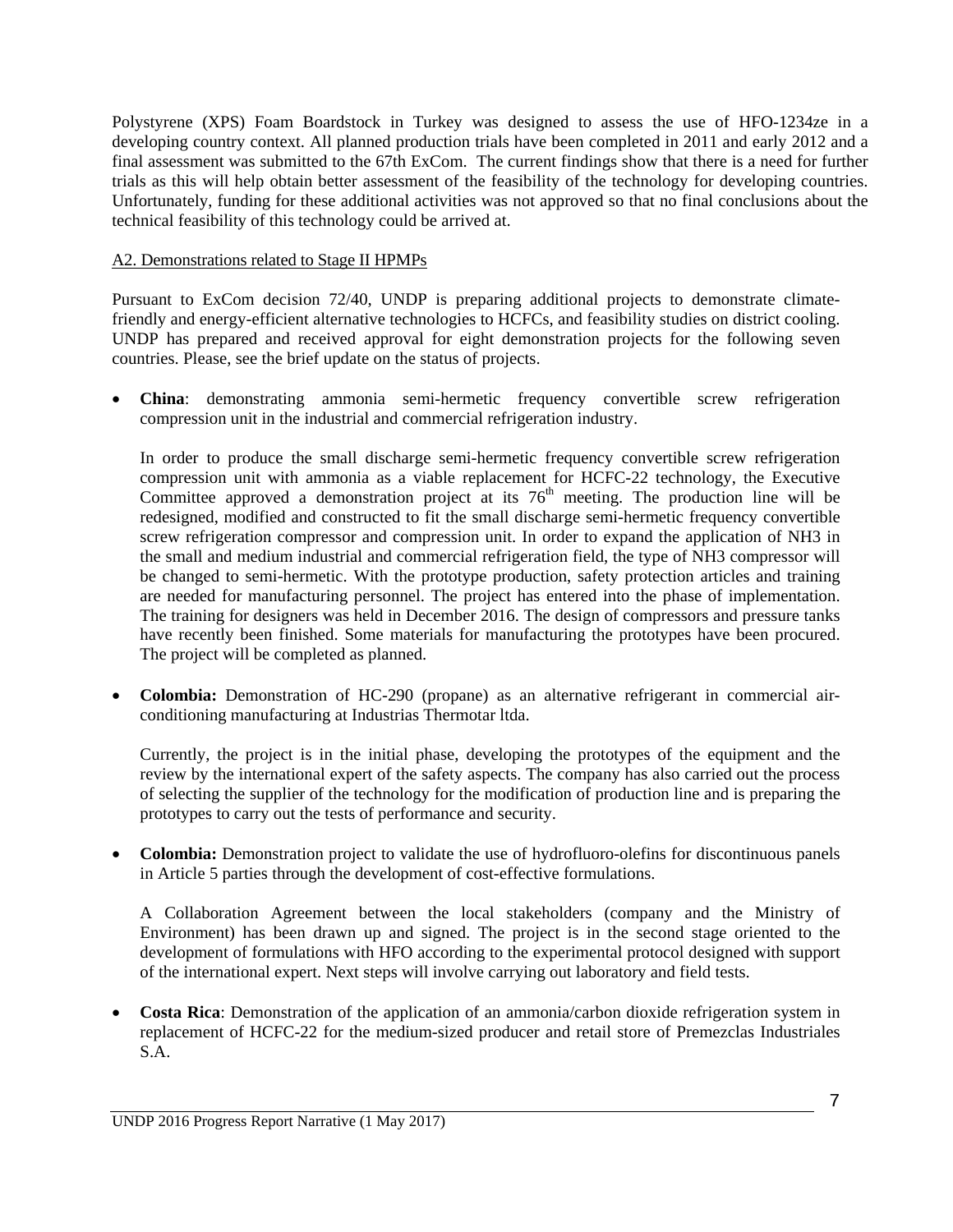Polystyrene (XPS) Foam Boardstock in Turkey was designed to assess the use of HFO-1234ze in a developing country context. All planned production trials have been completed in 2011 and early 2012 and a final assessment was submitted to the 67th ExCom. The current findings show that there is a need for further trials as this will help obtain better assessment of the feasibility of the technology for developing countries. Unfortunately, funding for these additional activities was not approved so that no final conclusions about the technical feasibility of this technology could be arrived at.

A2. Demonstrations related to Stage II HPMPs

Pursuant to ExCom decision 72/40, UNDP is preparing additional projects to demonstrate climate-friendly and energy-efficient alternative technologies to HCFCs, and feasibility studies on district cooling. UNDP has prepared and received approval for eight demonstration projects for the following seven countries. Please, see the brief update on the status of projects.

- **China**: demonstrating ammonia semi-hermetic frequency convertible screw refrigeration compression unit in the industrial and commercial refrigeration industry.

  In order to produce the small discharge semi-hermetic frequency convertible screw refrigeration compression unit with ammonia as a viable replacement for HCFC-22 technology, the Executive Committee approved a demonstration project at its 76th meeting. The production line will be redesigned, modified and constructed to fit the small discharge semi-hermetic frequency convertible screw refrigeration compressor and compression unit. In order to expand the application of NH3 in the small and medium industrial and commercial refrigeration field, the type of NH3 compressor will be changed to semi-hermetic. With the prototype production, safety protection articles and training are needed for manufacturing personnel. The project has entered into the phase of implementation. The training for designers was held in December 2016. The design of compressors and pressure tanks have recently been finished. Some materials for manufacturing the prototypes have been procured. The project will be completed as planned.

- **Colombia:** Demonstration of HC-290 (propane) as an alternative refrigerant in commercial air-conditioning manufacturing at Industrias Thermotar ltda.

  Currently, the project is in the initial phase, developing the prototypes of the equipment and the review by the international expert of the safety aspects. The company has also carried out the process of selecting the supplier of the technology for the modification of production line and is preparing the prototypes to carry out the tests of performance and security.

- **Colombia:** Demonstration project to validate the use of hydrofluoro-olefins for discontinuous panels in Article 5 parties through the development of cost-effective formulations.

  A Collaboration Agreement between the local stakeholders (company and the Ministry of Environment) has been drawn up and signed. The project is in the second stage oriented to the development of formulations with HFO according to the experimental protocol designed with support of the international expert. Next steps will involve carrying out laboratory and field tests.

- **Costa Rica**: Demonstration of the application of an ammonia/carbon dioxide refrigeration system in replacement of HCFC-22 for the medium-sized producer and retail store of Premezclas Industriales S.A.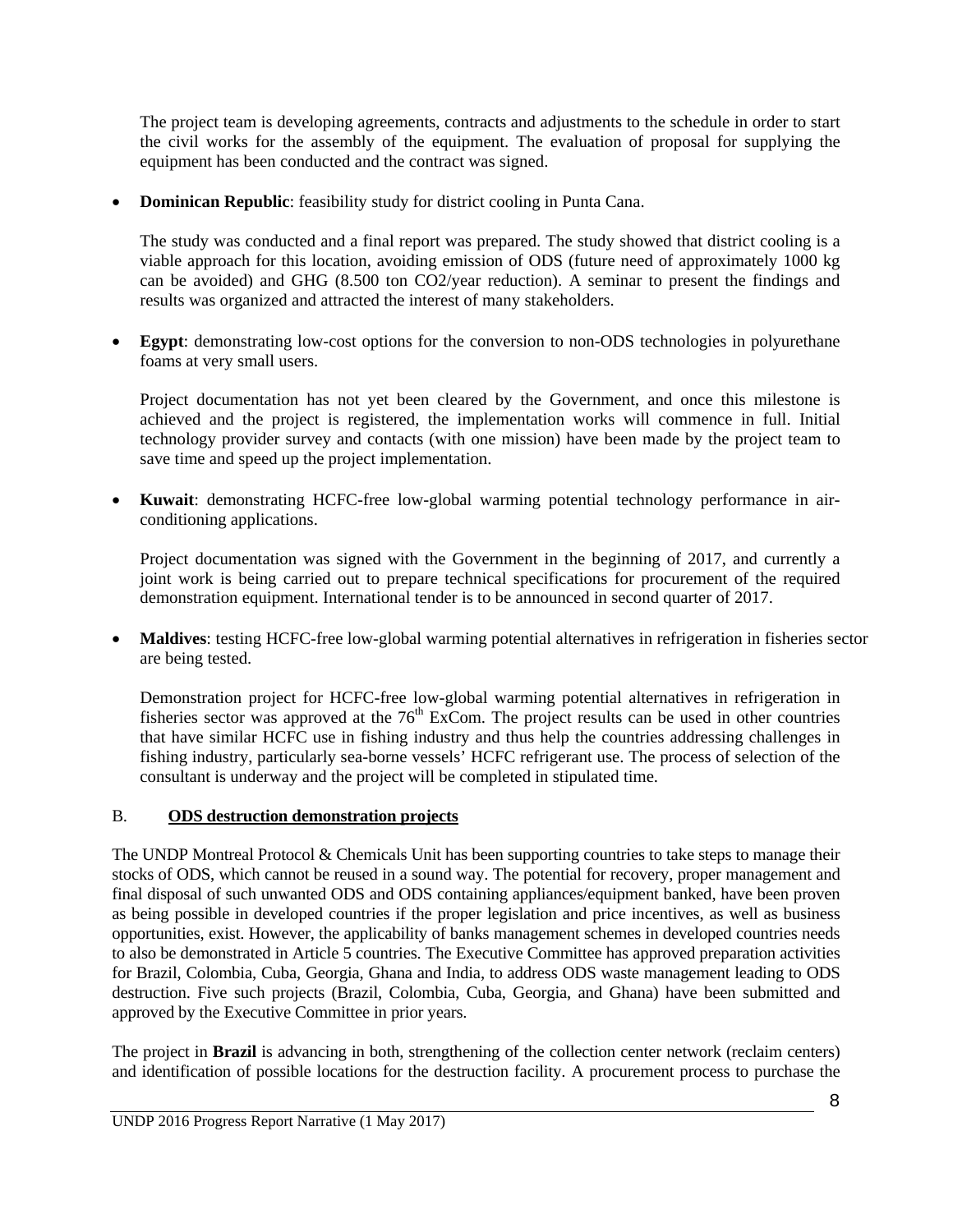The project team is developing agreements, contracts and adjustments to the schedule in order to start the civil works for the assembly of the equipment. The evaluation of proposal for supplying the equipment has been conducted and the contract was signed.

- **Dominican Republic**: feasibility study for district cooling in Punta Cana.

  The study was conducted and a final report was prepared. The study showed that district cooling is a viable approach for this location, avoiding emission of ODS (future need of approximately 1000 kg can be avoided) and GHG (8.500 ton $CO_2$/year reduction). A seminar to present the findings and results was organized and attracted the interest of many stakeholders.

- **Egypt**: demonstrating low-cost options for the conversion to non-ODS technologies in polyurethane foams at very small users.

  Project documentation has not yet been cleared by the Government, and once this milestone is achieved and the project is registered, the implementation works will commence in full. Initial technology provider survey and contacts (with one mission) have been made by the project team to save time and speed up the project implementation.

- **Kuwait**: demonstrating HCFC-free low-global warming potential technology performance in air-conditioning applications.

  Project documentation was signed with the Government in the beginning of 2017, and currently a joint work is being carried out to prepare technical specifications for procurement of the required demonstration equipment. International tender is to be announced in second quarter of 2017.

- **Maldives**: testing HCFC-free low-global warming potential alternatives in refrigeration in fisheries sector are being tested.

  Demonstration project for HCFC-free low-global warming potential alternatives in refrigeration in fisheries sector was approved at the 76th ExCom. The project results can be used in other countries that have similar HCFC use in fishing industry and thus help the countries addressing challenges in fishing industry, particularly sea-borne vessels' HCFC refrigerant use. The process of selection of the consultant is underway and the project will be completed in stipulated time.

## B. ODS destruction demonstration projects

The UNDP Montreal Protocol & Chemicals Unit has been supporting countries to take steps to manage their stocks of ODS, which cannot be reused in a sound way. The potential for recovery, proper management and final disposal of such unwanted ODS and ODS containing appliances/equipment banked, have been proven as being possible in developed countries if the proper legislation and price incentives, as well as business opportunities, exist. However, the applicability of banks management schemes in developed countries needs to also be demonstrated in Article 5 countries. The Executive Committee has approved preparation activities for Brazil, Colombia, Cuba, Georgia, Ghana and India, to address ODS waste management leading to ODS destruction. Five such projects (Brazil, Colombia, Cuba, Georgia, and Ghana) have been submitted and approved by the Executive Committee in prior years.

The project in **Brazil** is advancing in both, strengthening of the collection center network (reclaim centers) and identification of possible locations for the destruction facility. A procurement process to purchase the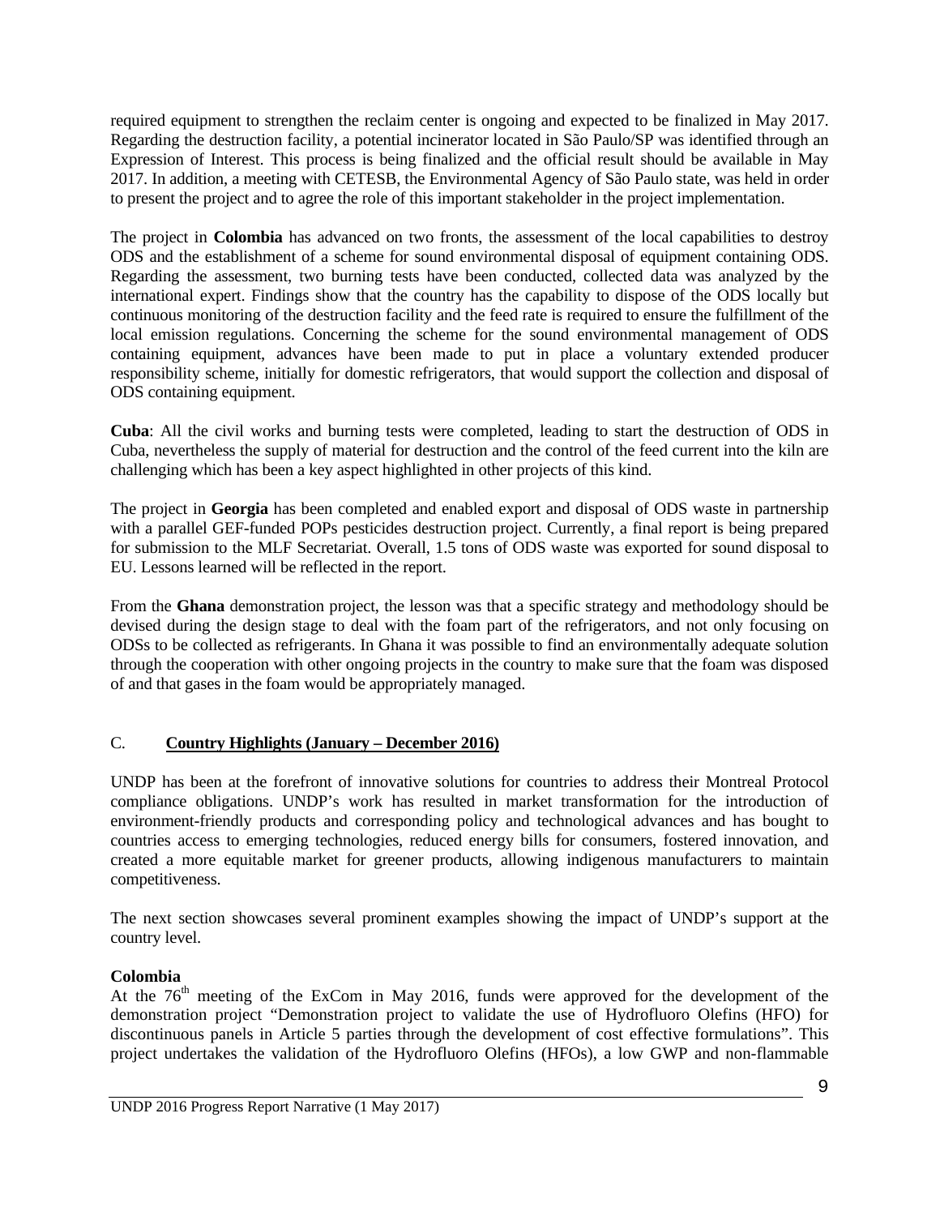required equipment to strengthen the reclaim center is ongoing and expected to be finalized in May 2017. Regarding the destruction facility, a potential incinerator located in São Paulo/SP was identified through an Expression of Interest. This process is being finalized and the official result should be available in May 2017. In addition, a meeting with CETESB, the Environmental Agency of São Paulo state, was held in order to present the project and to agree the role of this important stakeholder in the project implementation.

The project in **Colombia** has advanced on two fronts, the assessment of the local capabilities to destroy ODS and the establishment of a scheme for sound environmental disposal of equipment containing ODS. Regarding the assessment, two burning tests have been conducted, collected data was analyzed by the international expert. Findings show that the country has the capability to dispose of the ODS locally but continuous monitoring of the destruction facility and the feed rate is required to ensure the fulfillment of the local emission regulations. Concerning the scheme for the sound environmental management of ODS containing equipment, advances have been made to put in place a voluntary extended producer responsibility scheme, initially for domestic refrigerators, that would support the collection and disposal of ODS containing equipment.

**Cuba**: All the civil works and burning tests were completed, leading to start the destruction of ODS in Cuba, nevertheless the supply of material for destruction and the control of the feed current into the kiln are challenging which has been a key aspect highlighted in other projects of this kind.

The project in **Georgia** has been completed and enabled export and disposal of ODS waste in partnership with a parallel GEF-funded POPs pesticides destruction project. Currently, a final report is being prepared for submission to the MLF Secretariat. Overall, 1.5 tons of ODS waste was exported for sound disposal to EU. Lessons learned will be reflected in the report.

From the **Ghana** demonstration project, the lesson was that a specific strategy and methodology should be devised during the design stage to deal with the foam part of the refrigerators, and not only focusing on ODSs to be collected as refrigerants. In Ghana it was possible to find an environmentally adequate solution through the cooperation with other ongoing projects in the country to make sure that the foam was disposed of and that gases in the foam would be appropriately managed.

## C. Country Highlights (January – December 2016)

UNDP has been at the forefront of innovative solutions for countries to address their Montreal Protocol compliance obligations. UNDP's work has resulted in market transformation for the introduction of environment-friendly products and corresponding policy and technological advances and has bought to countries access to emerging technologies, reduced energy bills for consumers, fostered innovation, and created a more equitable market for greener products, allowing indigenous manufacturers to maintain competitiveness.

The next section showcases several prominent examples showing the impact of UNDP's support at the country level.

### Colombia

At the 76th meeting of the ExCom in May 2016, funds were approved for the development of the demonstration project "Demonstration project to validate the use of Hydrofluoro Olefins (HFO) for discontinuous panels in Article 5 parties through the development of cost effective formulations". This project undertakes the validation of the Hydrofluoro Olefins (HFOs), a low GWP and non-flammable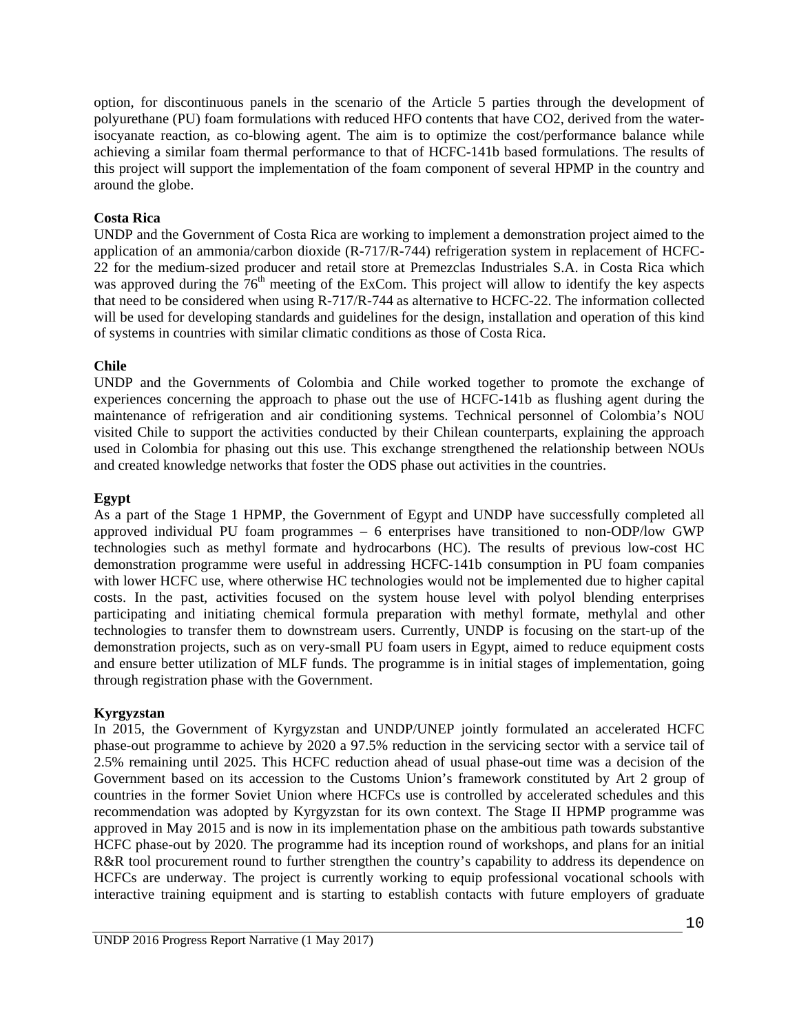option, for discontinuous panels in the scenario of the Article 5 parties through the development of polyurethane (PU) foam formulations with reduced HFO contents that have CO2, derived from the water-isocyanate reaction, as co-blowing agent. The aim is to optimize the cost/performance balance while achieving a similar foam thermal performance to that of HCFC-141b based formulations. The results of this project will support the implementation of the foam component of several HPMP in the country and around the globe.

**Costa Rica**

UNDP and the Government of Costa Rica are working to implement a demonstration project aimed to the application of an ammonia/carbon dioxide (R-717/R-744) refrigeration system in replacement of HCFC-22 for the medium-sized producer and retail store at Premezclas Industriales S.A. in Costa Rica which was approved during the 76th meeting of the ExCom. This project will allow to identify the key aspects that need to be considered when using R-717/R-744 as alternative to HCFC-22. The information collected will be used for developing standards and guidelines for the design, installation and operation of this kind of systems in countries with similar climatic conditions as those of Costa Rica.

**Chile**

UNDP and the Governments of Colombia and Chile worked together to promote the exchange of experiences concerning the approach to phase out the use of HCFC-141b as flushing agent during the maintenance of refrigeration and air conditioning systems. Technical personnel of Colombia's NOU visited Chile to support the activities conducted by their Chilean counterparts, explaining the approach used in Colombia for phasing out this use. This exchange strengthened the relationship between NOUs and created knowledge networks that foster the ODS phase out activities in the countries.

**Egypt**

As a part of the Stage 1 HPMP, the Government of Egypt and UNDP have successfully completed all approved individual PU foam programmes – 6 enterprises have transitioned to non-ODP/low GWP technologies such as methyl formate and hydrocarbons (HC). The results of previous low-cost HC demonstration programme were useful in addressing HCFC-141b consumption in PU foam companies with lower HCFC use, where otherwise HC technologies would not be implemented due to higher capital costs. In the past, activities focused on the system house level with polyol blending enterprises participating and initiating chemical formula preparation with methyl formate, methylal and other technologies to transfer them to downstream users. Currently, UNDP is focusing on the start-up of the demonstration projects, such as on very-small PU foam users in Egypt, aimed to reduce equipment costs and ensure better utilization of MLF funds. The programme is in initial stages of implementation, going through registration phase with the Government.

**Kyrgyzstan**

In 2015, the Government of Kyrgyzstan and UNDP/UNEP jointly formulated an accelerated HCFC phase-out programme to achieve by 2020 a 97.5% reduction in the servicing sector with a service tail of 2.5% remaining until 2025. This HCFC reduction ahead of usual phase-out time was a decision of the Government based on its accession to the Customs Union's framework constituted by Art 2 group of countries in the former Soviet Union where HCFCs use is controlled by accelerated schedules and this recommendation was adopted by Kyrgyzstan for its own context. The Stage II HPMP programme was approved in May 2015 and is now in its implementation phase on the ambitious path towards substantive HCFC phase-out by 2020. The programme had its inception round of workshops, and plans for an initial R&R tool procurement round to further strengthen the country's capability to address its dependence on HCFCs are underway. The project is currently working to equip professional vocational schools with interactive training equipment and is starting to establish contacts with future employers of graduate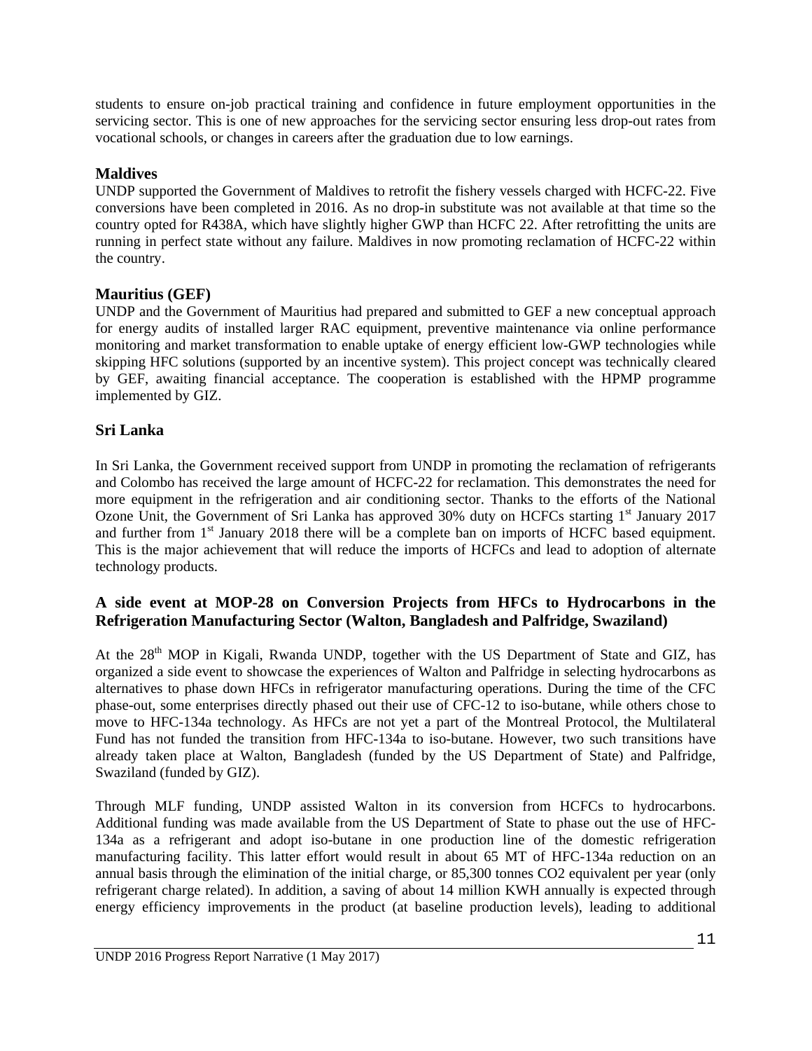students to ensure on-job practical training and confidence in future employment opportunities in the servicing sector. This is one of new approaches for the servicing sector ensuring less drop-out rates from vocational schools, or changes in careers after the graduation due to low earnings.

### Maldives

UNDP supported the Government of Maldives to retrofit the fishery vessels charged with HCFC-22. Five conversions have been completed in 2016. As no drop-in substitute was not available at that time so the country opted for R438A, which have slightly higher GWP than HCFC 22. After retrofitting the units are running in perfect state without any failure. Maldives in now promoting reclamation of HCFC-22 within the country.

### Mauritius (GEF)

UNDP and the Government of Mauritius had prepared and submitted to GEF a new conceptual approach for energy audits of installed larger RAC equipment, preventive maintenance via online performance monitoring and market transformation to enable uptake of energy efficient low-GWP technologies while skipping HFC solutions (supported by an incentive system). This project concept was technically cleared by GEF, awaiting financial acceptance. The cooperation is established with the HPMP programme implemented by GIZ.

### Sri Lanka

In Sri Lanka, the Government received support from UNDP in promoting the reclamation of refrigerants and Colombo has received the large amount of HCFC-22 for reclamation. This demonstrates the need for more equipment in the refrigeration and air conditioning sector. Thanks to the efforts of the National Ozone Unit, the Government of Sri Lanka has approved 30% duty on HCFCs starting 1st January 2017 and further from 1st January 2018 there will be a complete ban on imports of HCFC based equipment. This is the major achievement that will reduce the imports of HCFCs and lead to adoption of alternate technology products.

### A side event at MOP-28 on Conversion Projects from HFCs to Hydrocarbons in the Refrigeration Manufacturing Sector (Walton, Bangladesh and Palfridge, Swaziland)

At the 28th MOP in Kigali, Rwanda UNDP, together with the US Department of State and GIZ, has organized a side event to showcase the experiences of Walton and Palfridge in selecting hydrocarbons as alternatives to phase down HFCs in refrigerator manufacturing operations. During the time of the CFC phase-out, some enterprises directly phased out their use of CFC-12 to iso-butane, while others chose to move to HFC-134a technology. As HFCs are not yet a part of the Montreal Protocol, the Multilateral Fund has not funded the transition from HFC-134a to iso-butane. However, two such transitions have already taken place at Walton, Bangladesh (funded by the US Department of State) and Palfridge, Swaziland (funded by GIZ).

Through MLF funding, UNDP assisted Walton in its conversion from HCFCs to hydrocarbons. Additional funding was made available from the US Department of State to phase out the use of HFC-134a as a refrigerant and adopt iso-butane in one production line of the domestic refrigeration manufacturing facility. This latter effort would result in about 65 MT of HFC-134a reduction on an annual basis through the elimination of the initial charge, or 85,300 tonnes CO2 equivalent per year (only refrigerant charge related). In addition, a saving of about 14 million KWH annually is expected through energy efficiency improvements in the product (at baseline production levels), leading to additional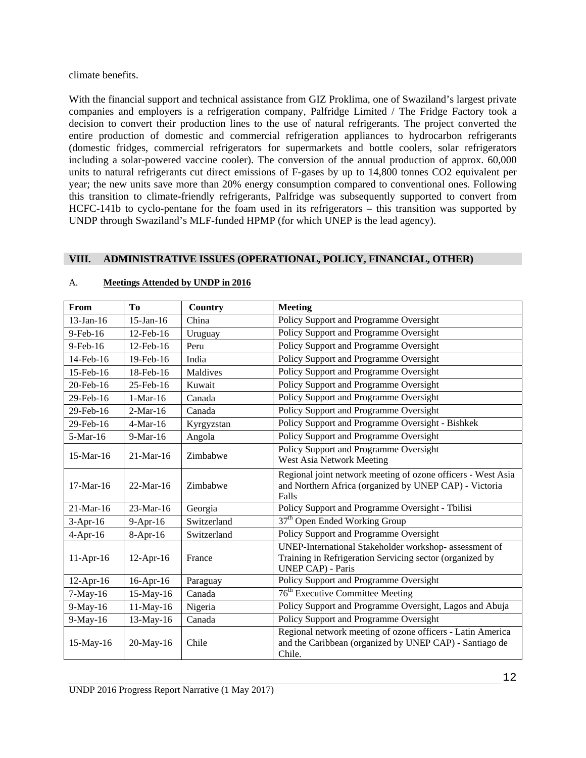climate benefits.

With the financial support and technical assistance from GIZ Proklima, one of Swaziland's largest private companies and employers is a refrigeration company, Palfridge Limited / The Fridge Factory took a decision to convert their production lines to the use of natural refrigerants. The project converted the entire production of domestic and commercial refrigeration appliances to hydrocarbon refrigerants (domestic fridges, commercial refrigerators for supermarkets and bottle coolers, solar refrigerators including a solar-powered vaccine cooler). The conversion of the annual production of approx. 60,000 units to natural refrigerants cut direct emissions of F-gases by up to 14,800 tonnes CO2 equivalent per year; the new units save more than 20% energy consumption compared to conventional ones. Following this transition to climate-friendly refrigerants, Palfridge was subsequently supported to convert from HCFC-141b to cyclo-pentane for the foam used in its refrigerators – this transition was supported by UNDP through Swaziland's MLF-funded HPMP (for which UNEP is the lead agency).

## VIII. ADMINISTRATIVE ISSUES (OPERATIONAL, POLICY, FINANCIAL, OTHER)

### A. Meetings Attended by UNDP in 2016

| From | To | Country | Meeting |
|---|---|---|---|
| 13-Jan-16 | 15-Jan-16 | China | Policy Support and Programme Oversight |
| 9-Feb-16 | 12-Feb-16 | Uruguay | Policy Support and Programme Oversight |
| 9-Feb-16 | 12-Feb-16 | Peru | Policy Support and Programme Oversight |
| 14-Feb-16 | 19-Feb-16 | India | Policy Support and Programme Oversight |
| 15-Feb-16 | 18-Feb-16 | Maldives | Policy Support and Programme Oversight |
| 20-Feb-16 | 25-Feb-16 | Kuwait | Policy Support and Programme Oversight |
| 29-Feb-16 | 1-Mar-16 | Canada | Policy Support and Programme Oversight |
| 29-Feb-16 | 2-Mar-16 | Canada | Policy Support and Programme Oversight |
| 29-Feb-16 | 4-Mar-16 | Kyrgyzstan | Policy Support and Programme Oversight - Bishkek |
| 5-Mar-16 | 9-Mar-16 | Angola | Policy Support and Programme Oversight |
| 15-Mar-16 | 21-Mar-16 | Zimbabwe | Policy Support and Programme Oversight<br>West Asia Network Meeting |
| 17-Mar-16 | 22-Mar-16 | Zimbabwe | Regional joint network meeting of ozone officers - West Asia and Northern Africa (organized by UNEP CAP) - Victoria Falls |
| 21-Mar-16 | 23-Mar-16 | Georgia | Policy Support and Programme Oversight - Tbilisi |
| 3-Apr-16 | 9-Apr-16 | Switzerland | 37th Open Ended Working Group |
| 4-Apr-16 | 8-Apr-16 | Switzerland | Policy Support and Programme Oversight |
| 11-Apr-16 | 12-Apr-16 | France | UNEP-International Stakeholder workshop- assessment of Training in Refrigeration Servicing sector (organized by UNEP CAP) - Paris |
| 12-Apr-16 | 16-Apr-16 | Paraguay | Policy Support and Programme Oversight |
| 7-May-16 | 15-May-16 | Canada | 76th Executive Committee Meeting |
| 9-May-16 | 11-May-16 | Nigeria | Policy Support and Programme Oversight, Lagos and Abuja |
| 9-May-16 | 13-May-16 | Canada | Policy Support and Programme Oversight |
| 15-May-16 | 20-May-16 | Chile | Regional network meeting of ozone officers - Latin America and the Caribbean (organized by UNEP CAP) - Santiago de Chile. |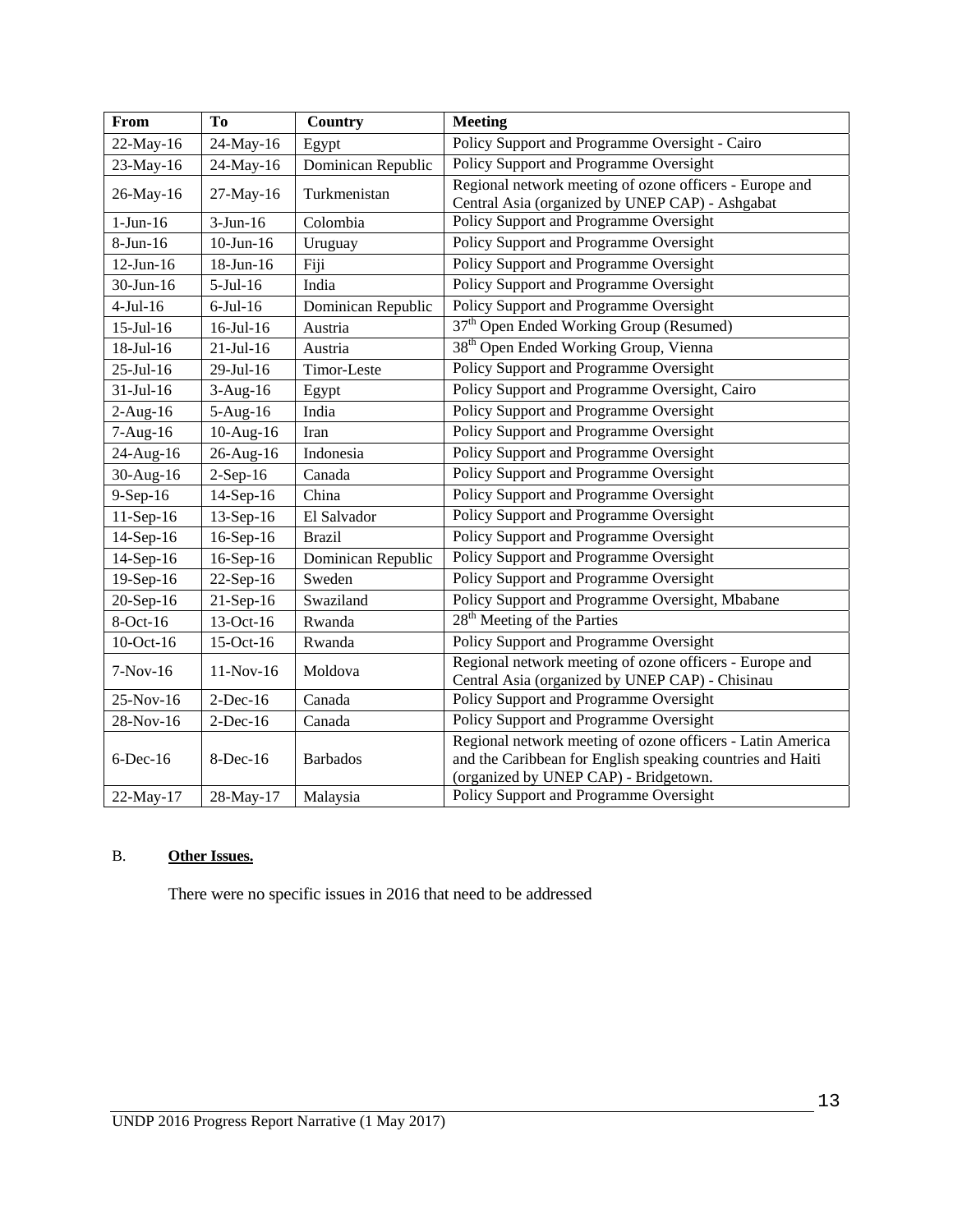| From | To | Country | Meeting |
| --- | --- | --- | --- |
| 22-May-16 | 24-May-16 | Egypt | Policy Support and Programme Oversight - Cairo |
| 23-May-16 | 24-May-16 | Dominican Republic | Policy Support and Programme Oversight |
| 26-May-16 | 27-May-16 | Turkmenistan | Regional network meeting of ozone officers - Europe and Central Asia (organized by UNEP CAP) - Ashgabat |
| 1-Jun-16 | 3-Jun-16 | Colombia | Policy Support and Programme Oversight |
| 8-Jun-16 | 10-Jun-16 | Uruguay | Policy Support and Programme Oversight |
| 12-Jun-16 | 18-Jun-16 | Fiji | Policy Support and Programme Oversight |
| 30-Jun-16 | 5-Jul-16 | India | Policy Support and Programme Oversight |
| 4-Jul-16 | 6-Jul-16 | Dominican Republic | Policy Support and Programme Oversight |
| 15-Jul-16 | 16-Jul-16 | Austria | 37th Open Ended Working Group (Resumed) |
| 18-Jul-16 | 21-Jul-16 | Austria | 38th Open Ended Working Group, Vienna |
| 25-Jul-16 | 29-Jul-16 | Timor-Leste | Policy Support and Programme Oversight |
| 31-Jul-16 | 3-Aug-16 | Egypt | Policy Support and Programme Oversight, Cairo |
| 2-Aug-16 | 5-Aug-16 | India | Policy Support and Programme Oversight |
| 7-Aug-16 | 10-Aug-16 | Iran | Policy Support and Programme Oversight |
| 24-Aug-16 | 26-Aug-16 | Indonesia | Policy Support and Programme Oversight |
| 30-Aug-16 | 2-Sep-16 | Canada | Policy Support and Programme Oversight |
| 9-Sep-16 | 14-Sep-16 | China | Policy Support and Programme Oversight |
| 11-Sep-16 | 13-Sep-16 | El Salvador | Policy Support and Programme Oversight |
| 14-Sep-16 | 16-Sep-16 | Brazil | Policy Support and Programme Oversight |
| 14-Sep-16 | 16-Sep-16 | Dominican Republic | Policy Support and Programme Oversight |
| 19-Sep-16 | 22-Sep-16 | Sweden | Policy Support and Programme Oversight |
| 20-Sep-16 | 21-Sep-16 | Swaziland | Policy Support and Programme Oversight, Mbabane |
| 8-Oct-16 | 13-Oct-16 | Rwanda | 28th Meeting of the Parties |
| 10-Oct-16 | 15-Oct-16 | Rwanda | Policy Support and Programme Oversight |
| 7-Nov-16 | 11-Nov-16 | Moldova | Regional network meeting of ozone officers - Europe and Central Asia (organized by UNEP CAP) - Chisinau |
| 25-Nov-16 | 2-Dec-16 | Canada | Policy Support and Programme Oversight |
| 28-Nov-16 | 2-Dec-16 | Canada | Policy Support and Programme Oversight |
| 6-Dec-16 | 8-Dec-16 | Barbados | Regional network meeting of ozone officers - Latin America and the Caribbean for English speaking countries and Haiti (organized by UNEP CAP) - Bridgetown. |
| 22-May-17 | 28-May-17 | Malaysia | Policy Support and Programme Oversight |

B. **Other Issues.**

There were no specific issues in 2016 that need to be addressed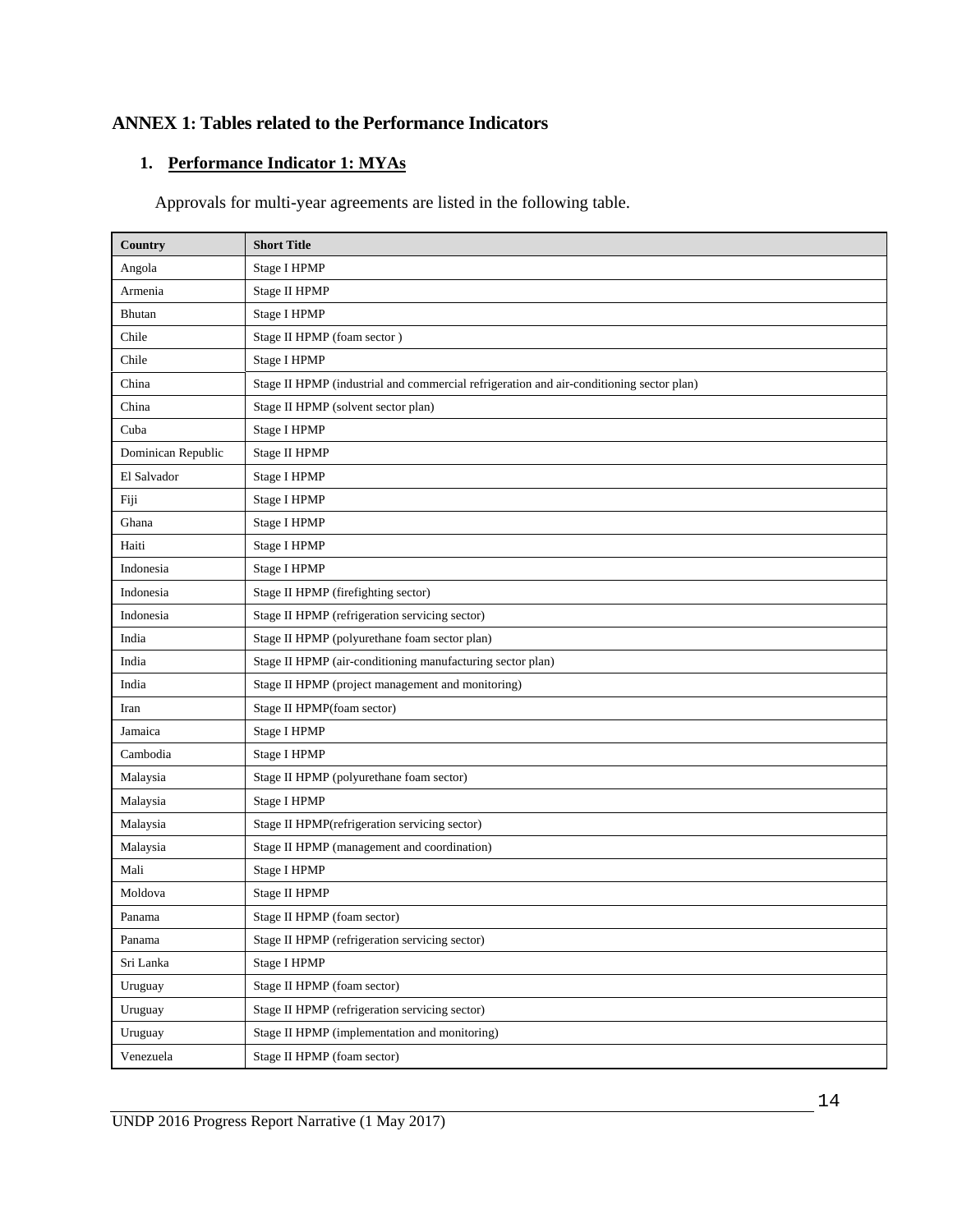# ANNEX 1: Tables related to the Performance Indicators

## 1. Performance Indicator 1: MYAs

Approvals for multi-year agreements are listed in the following table.

| Country | Short Title |
|---|---|
| Angola | Stage I HPMP |
| Armenia | Stage II HPMP |
| Bhutan | Stage I HPMP |
| Chile | Stage II HPMP (foam sector ) |
| Chile | Stage I HPMP |
| China | Stage II HPMP (industrial and commercial refrigeration and air-conditioning sector plan) |
| China | Stage II HPMP (solvent sector plan) |
| Cuba | Stage I HPMP |
| Dominican Republic | Stage II HPMP |
| El Salvador | Stage I HPMP |
| Fiji | Stage I HPMP |
| Ghana | Stage I HPMP |
| Haiti | Stage I HPMP |
| Indonesia | Stage I HPMP |
| Indonesia | Stage II HPMP (firefighting sector) |
| Indonesia | Stage II HPMP (refrigeration servicing sector) |
| India | Stage II HPMP (polyurethane foam sector plan) |
| India | Stage II HPMP (air-conditioning manufacturing sector plan) |
| India | Stage II HPMP (project management and monitoring) |
| Iran | Stage II HPMP(foam sector) |
| Jamaica | Stage I HPMP |
| Cambodia | Stage I HPMP |
| Malaysia | Stage II HPMP (polyurethane foam sector) |
| Malaysia | Stage I HPMP |
| Malaysia | Stage II HPMP(refrigeration servicing sector) |
| Malaysia | Stage II HPMP (management and coordination) |
| Mali | Stage I HPMP |
| Moldova | Stage II HPMP |
| Panama | Stage II HPMP (foam sector) |
| Panama | Stage II HPMP (refrigeration servicing sector) |
| Sri Lanka | Stage I HPMP |
| Uruguay | Stage II HPMP (foam sector) |
| Uruguay | Stage II HPMP (refrigeration servicing sector) |
| Uruguay | Stage II HPMP (implementation and monitoring) |
| Venezuela | Stage II HPMP (foam sector) |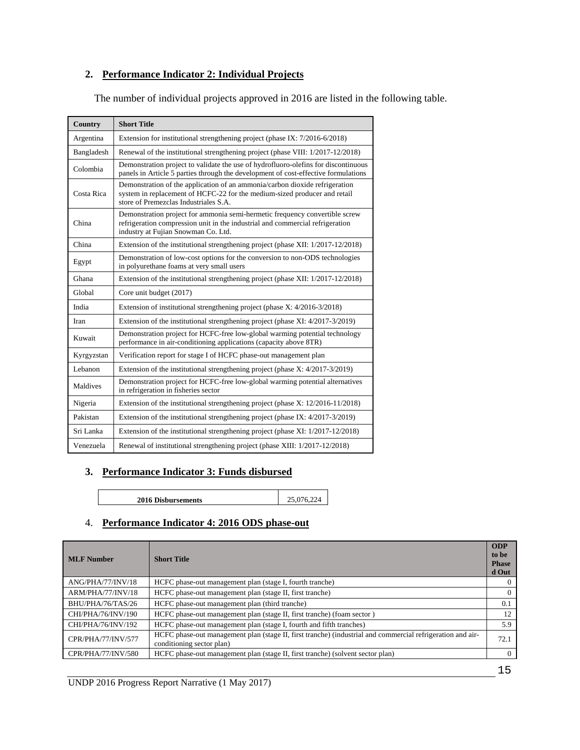## 2. Performance Indicator 2: Individual Projects

The number of individual projects approved in 2016 are listed in the following table.

| Country | Short Title |
|---|---|
| Argentina | Extension for institutional strengthening project (phase IX: 7/2016-6/2018) |
| Bangladesh | Renewal of the institutional strengthening project (phase VIII: 1/2017-12/2018) |
| Colombia | Demonstration project to validate the use of hydrofluoro-olefins for discontinuous panels in Article 5 parties through the development of cost-effective formulations |
| Costa Rica | Demonstration of the application of an ammonia/carbon dioxide refrigeration system in replacement of HCFC-22 for the medium-sized producer and retail store of Premezclas Industriales S.A. |
| China | Demonstration project for ammonia semi-hermetic frequency convertible screw refrigeration compression unit in the industrial and commercial refrigeration industry at Fujian Snowman Co. Ltd. |
| China | Extension of the institutional strengthening project (phase XII: 1/2017-12/2018) |
| Egypt | Demonstration of low-cost options for the conversion to non-ODS technologies in polyurethane foams at very small users |
| Ghana | Extension of the institutional strengthening project (phase XII: 1/2017-12/2018) |
| Global | Core unit budget (2017) |
| India | Extension of institutional strengthening project (phase X: 4/2016-3/2018) |
| Iran | Extension of the institutional strengthening project (phase XI: 4/2017-3/2019) |
| Kuwait | Demonstration project for HCFC-free low-global warming potential technology performance in air-conditioning applications (capacity above 8TR) |
| Kyrgyzstan | Verification report for stage I of HCFC phase-out management plan |
| Lebanon | Extension of the institutional strengthening project (phase X: 4/2017-3/2019) |
| Maldives | Demonstration project for HCFC-free low-global warming potential alternatives in refrigeration in fisheries sector |
| Nigeria | Extension of the institutional strengthening project (phase X: 12/2016-11/2018) |
| Pakistan | Extension of the institutional strengthening project (phase IX: 4/2017-3/2019) |
| Sri Lanka | Extension of the institutional strengthening project (phase XI: 1/2017-12/2018) |
| Venezuela | Renewal of institutional strengthening project (phase XIII: 1/2017-12/2018) |

## 3. Performance Indicator 3: Funds disbursed

| 2016 Disbursements | 25,076,224 |
|---|---|

## 4. Performance Indicator 4: 2016 ODS phase-out

| MLF Number | Short Title | ODP to be Phased Out |
|---|---|---|
| ANG/PHA/77/INV/18 | HCFC phase-out management plan (stage I, fourth tranche) | 0 |
| ARM/PHA/77/INV/18 | HCFC phase-out management plan (stage II, first tranche) | 0 |
| BHU/PHA/76/TAS/26 | HCFC phase-out management plan (third tranche) | 0.1 |
| CHI/PHA/76/INV/190 | HCFC phase-out management plan (stage II, first tranche) (foam sector ) | 12 |
| CHI/PHA/76/INV/192 | HCFC phase-out management plan (stage I, fourth and fifth tranches) | 5.9 |
| CPR/PHA/77/INV/577 | HCFC phase-out management plan (stage II, first tranche) (industrial and commercial refrigeration and air-conditioning sector plan) | 72.1 |
| CPR/PHA/77/INV/580 | HCFC phase-out management plan (stage II, first tranche) (solvent sector plan) | 0 |

UNDP 2016 Progress Report Narrative (1 May 2017)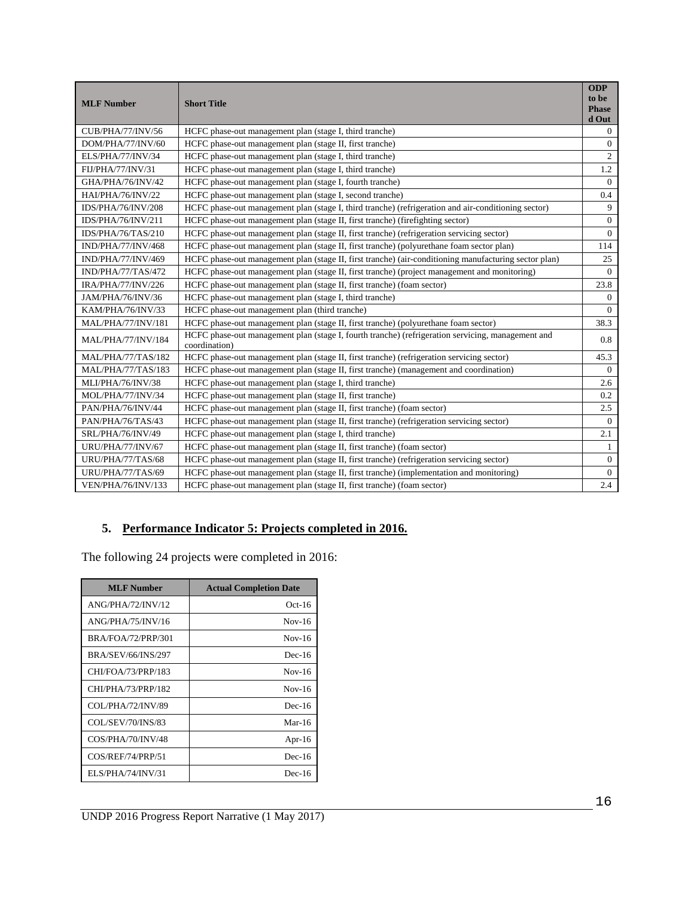| MLF Number | Short Title | ODP to be Phased Out |
|---|---|---|
| CUB/PHA/77/INV/56 | HCFC phase-out management plan (stage I, third tranche) | 0 |
| DOM/PHA/77/INV/60 | HCFC phase-out management plan (stage II, first tranche) | 0 |
| ELS/PHA/77/INV/34 | HCFC phase-out management plan (stage I, third tranche) | 2 |
| FIJ/PHA/77/INV/31 | HCFC phase-out management plan (stage I, third tranche) | 1.2 |
| GHA/PHA/76/INV/42 | HCFC phase-out management plan (stage I, fourth tranche) | 0 |
| HAI/PHA/76/INV/22 | HCFC phase-out management plan (stage I, second tranche) | 0.4 |
| IDS/PHA/76/INV/208 | HCFC phase-out management plan (stage I, third tranche) (refrigeration and air-conditioning sector) | 9 |
| IDS/PHA/76/INV/211 | HCFC phase-out management plan (stage II, first tranche) (firefighting sector) | 0 |
| IDS/PHA/76/TAS/210 | HCFC phase-out management plan (stage II, first tranche) (refrigeration servicing sector) | 0 |
| IND/PHA/77/INV/468 | HCFC phase-out management plan (stage II, first tranche) (polyurethane foam sector plan) | 114 |
| IND/PHA/77/INV/469 | HCFC phase-out management plan (stage II, first tranche) (air-conditioning manufacturing sector plan) | 25 |
| IND/PHA/77/TAS/472 | HCFC phase-out management plan (stage II, first tranche) (project management and monitoring) | 0 |
| IRA/PHA/77/INV/226 | HCFC phase-out management plan (stage II, first tranche) (foam sector) | 23.8 |
| JAM/PHA/76/INV/36 | HCFC phase-out management plan (stage I, third tranche) | 0 |
| KAM/PHA/76/INV/33 | HCFC phase-out management plan (third tranche) | 0 |
| MAL/PHA/77/INV/181 | HCFC phase-out management plan (stage II, first tranche) (polyurethane foam sector) | 38.3 |
| MAL/PHA/77/INV/184 | HCFC phase-out management plan (stage I, fourth tranche) (refrigeration servicing, management and coordination) | 0.8 |
| MAL/PHA/77/TAS/182 | HCFC phase-out management plan (stage II, first tranche) (refrigeration servicing sector) | 45.3 |
| MAL/PHA/77/TAS/183 | HCFC phase-out management plan (stage II, first tranche) (management and coordination) | 0 |
| MLI/PHA/76/INV/38 | HCFC phase-out management plan (stage I, third tranche) | 2.6 |
| MOL/PHA/77/INV/34 | HCFC phase-out management plan (stage II, first tranche) | 0.2 |
| PAN/PHA/76/INV/44 | HCFC phase-out management plan (stage II, first tranche) (foam sector) | 2.5 |
| PAN/PHA/76/TAS/43 | HCFC phase-out management plan (stage II, first tranche) (refrigeration servicing sector) | 0 |
| SRL/PHA/76/INV/49 | HCFC phase-out management plan (stage I, third tranche) | 2.1 |
| URU/PHA/77/INV/67 | HCFC phase-out management plan (stage II, first tranche) (foam sector) | 1 |
| URU/PHA/77/TAS/68 | HCFC phase-out management plan (stage II, first tranche) (refrigeration servicing sector) | 0 |
| URU/PHA/77/TAS/69 | HCFC phase-out management plan (stage II, first tranche) (implementation and monitoring) | 0 |
| VEN/PHA/76/INV/133 | HCFC phase-out management plan (stage II, first tranche) (foam sector) | 2.4 |

## 5. Performance Indicator 5: Projects completed in 2016.

The following 24 projects were completed in 2016:

| MLF Number | Actual Completion Date |
|---|---|
| ANG/PHA/72/INV/12 | Oct-16 |
| ANG/PHA/75/INV/16 | Nov-16 |
| BRA/FOA/72/PRP/301 | Nov-16 |
| BRA/SEV/66/INS/297 | Dec-16 |
| CHI/FOA/73/PRP/183 | Nov-16 |
| CHI/PHA/73/PRP/182 | Nov-16 |
| COL/PHA/72/INV/89 | Dec-16 |
| COL/SEV/70/INS/83 | Mar-16 |
| COS/PHA/70/INV/48 | Apr-16 |
| COS/REF/74/PRP/51 | Dec-16 |
| ELS/PHA/74/INV/31 | Dec-16 |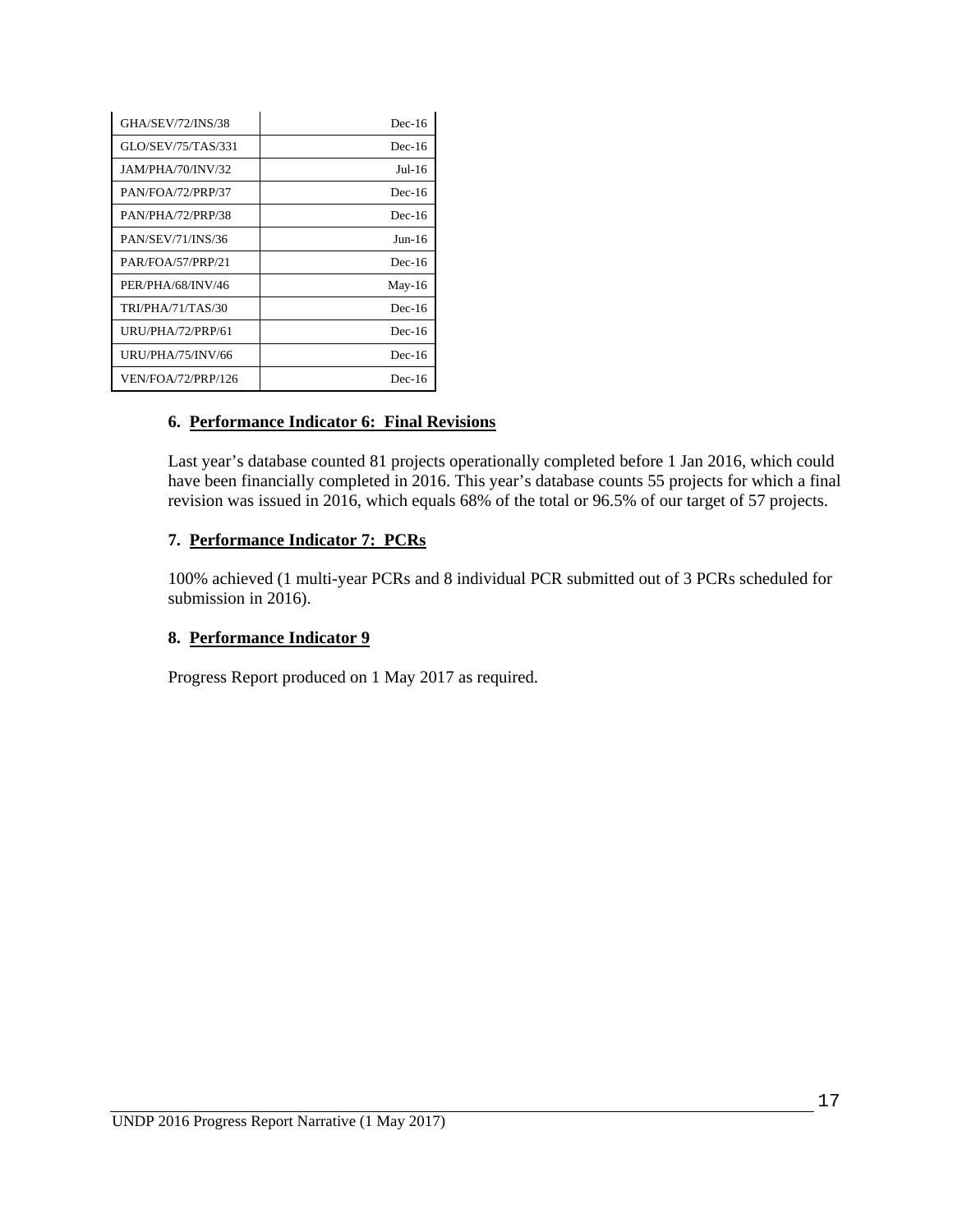| | |
|---|---|
| GHA/SEV/72/INS/38 | Dec-16 |
| GLO/SEV/75/TAS/331 | Dec-16 |
| JAM/PHA/70/INV/32 | Jul-16 |
| PAN/FOA/72/PRP/37 | Dec-16 |
| PAN/PHA/72/PRP/38 | Dec-16 |
| PAN/SEV/71/INS/36 | Jun-16 |
| PAR/FOA/57/PRP/21 | Dec-16 |
| PER/PHA/68/INV/46 | May-16 |
| TRI/PHA/71/TAS/30 | Dec-16 |
| URU/PHA/72/PRP/61 | Dec-16 |
| URU/PHA/75/INV/66 | Dec-16 |
| VEN/FOA/72/PRP/126 | Dec-16 |

### 6. Performance Indicator 6: Final Revisions

Last year's database counted 81 projects operationally completed before 1 Jan 2016, which could have been financially completed in 2016. This year's database counts 55 projects for which a final revision was issued in 2016, which equals 68% of the total or 96.5% of our target of 57 projects.

### 7. Performance Indicator 7: PCRs

100% achieved (1 multi-year PCRs and 8 individual PCR submitted out of 3 PCRs scheduled for submission in 2016).

### 8. Performance Indicator 9

Progress Report produced on 1 May 2017 as required.